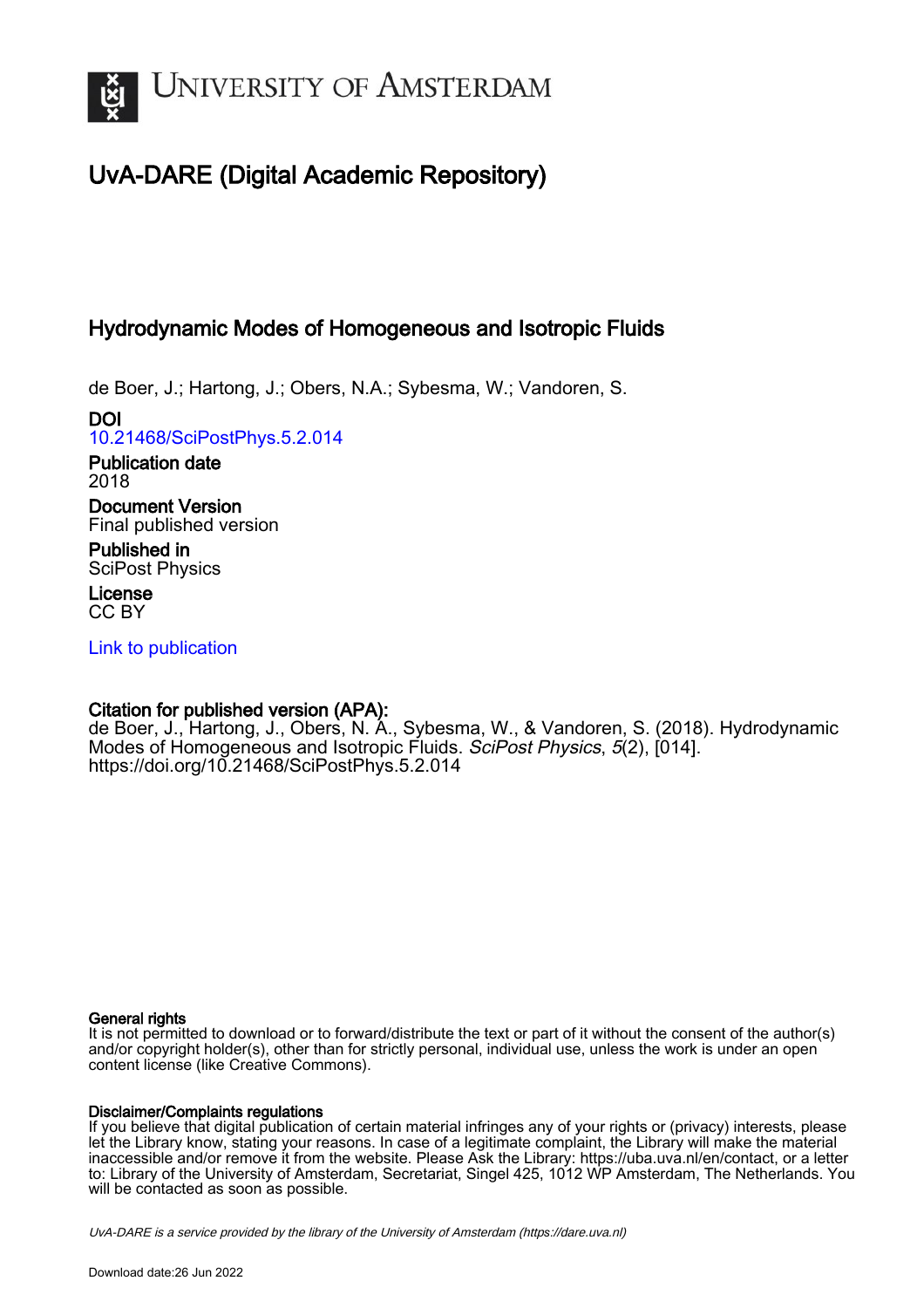# UNIVERSITY OF AMSTERDAM

## UvA-DARE (Digital Academic Repository)

### Hydrodynamic Modes of Homogeneous and Isotropic Fluids

de Boer, J.; Hartong, J.; Obers, N.A.; Sybesma, W.; Vandoren, S.

**DOI**
10.21468/SciPostPhys.5.2.014

**Publication date**
2018

**Document Version**
Final published version

**Published in**
SciPost Physics

**License**
CC BY

Link to publication

**Citation for published version (APA):**
de Boer, J., Hartong, J., Obers, N. A., Sybesma, W., & Vandoren, S. (2018). Hydrodynamic Modes of Homogeneous and Isotropic Fluids. *SciPost Physics*, *5*(2), [014]. https://doi.org/10.21468/SciPostPhys.5.2.014

**General rights**
It is not permitted to download or to forward/distribute the text or part of it without the consent of the author(s) and/or copyright holder(s), other than for strictly personal, individual use, unless the work is under an open content license (like Creative Commons).

**Disclaimer/Complaints regulations**
If you believe that digital publication of certain material infringes any of your rights or (privacy) interests, please let the Library know, stating your reasons. In case of a legitimate complaint, the Library will make the material inaccessible and/or remove it from the website. Please Ask the Library: https://uba.uva.nl/en/contact, or a letter to: Library of the University of Amsterdam, Secretariat, Singel 425, 1012 WP Amsterdam, The Netherlands. You will be contacted as soon as possible.

*UvA-DARE is a service provided by the library of the University of Amsterdam (https://dare.uva.nl)*

Download date:26 Jun 2022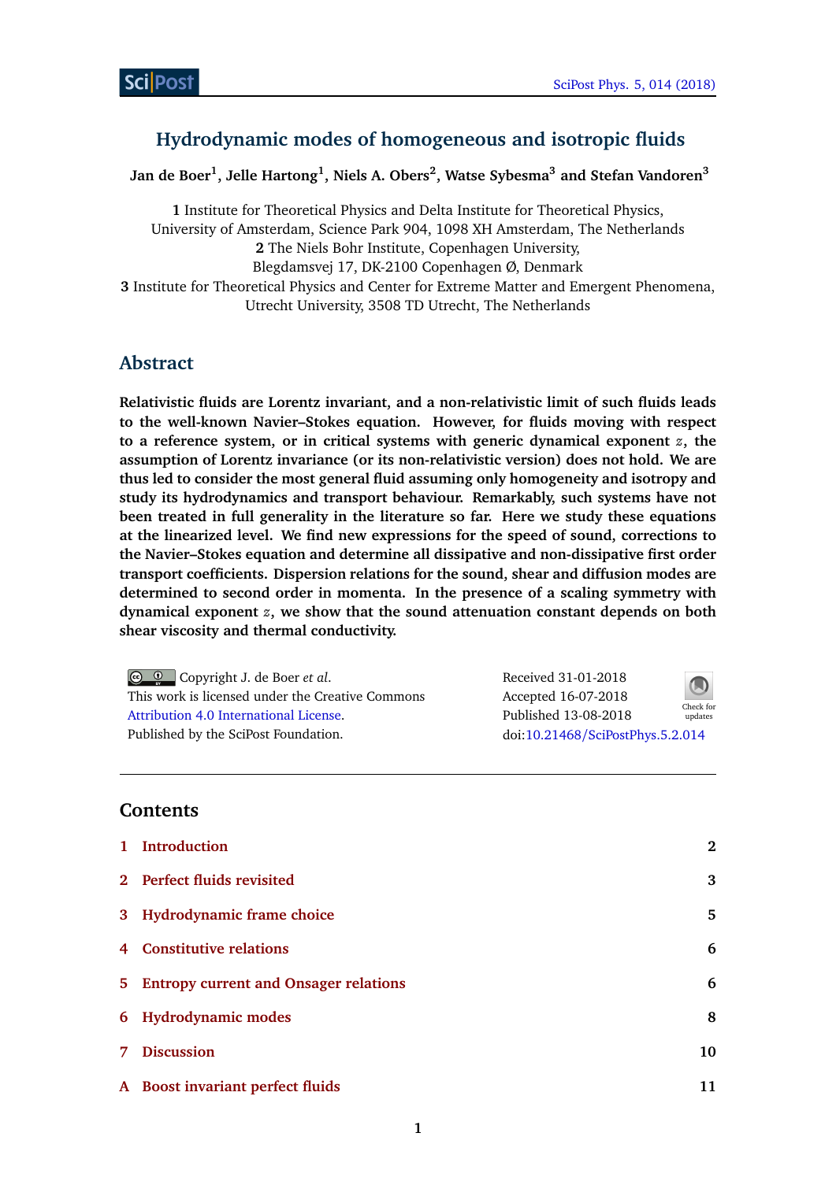# Hydrodynamic modes of homogeneous and isotropic fluids

**Jan de Boer[1], Jelle Hartong[1], Niels A. Obers[2], Watse Sybesma[3] and Stefan Vandoren[3]**

**1** Institute for Theoretical Physics and Delta Institute for Theoretical Physics, University of Amsterdam, Science Park 904, 1098 XH Amsterdam, The Netherlands
**2** The Niels Bohr Institute, Copenhagen University, Blegdamsvej 17, DK-2100 Copenhagen Ø, Denmark
**3** Institute for Theoretical Physics and Center for Extreme Matter and Emergent Phenomena, Utrecht University, 3508 TD Utrecht, The Netherlands

## Abstract

**Relativistic fluids are Lorentz invariant, and a non-relativistic limit of such fluids leads to the well-known Navier–Stokes equation. However, for fluids moving with respect to a reference system, or in critical systems with generic dynamical exponent $z$, the assumption of Lorentz invariance (or its non-relativistic version) does not hold. We are thus led to consider the most general fluid assuming only homogeneity and isotropy and study its hydrodynamics and transport behaviour. Remarkably, such systems have not been treated in full generality in the literature so far. Here we study these equations at the linearized level. We find new expressions for the speed of sound, corrections to the Navier–Stokes equation and determine all dissipative and non-dissipative first order transport coefficients. Dispersion relations for the sound, shear and diffusion modes are determined to second order in momenta. In the presence of a scaling symmetry with dynamical exponent $z$, we show that the sound attenuation constant depends on both shear viscosity and thermal conductivity.**

Copyright J. de Boer *et al*.
This work is licensed under the Creative Commons Attribution 4.0 International License.
Published by the SciPost Foundation.

Received 31-01-2018
Accepted 16-07-2018
Published 13-08-2018
doi:10.21468/SciPostPhys.5.2.014

---

## Contents

| | | |
|---|---|---|
| 1 | Introduction | 2 |
| 2 | Perfect fluids revisited | 3 |
| 3 | Hydrodynamic frame choice | 5 |
| 4 | Constitutive relations | 6 |
| 5 | Entropy current and Onsager relations | 6 |
| 6 | Hydrodynamic modes | 8 |
| 7 | Discussion | 10 |
| A | Boost invariant perfect fluids | 11 |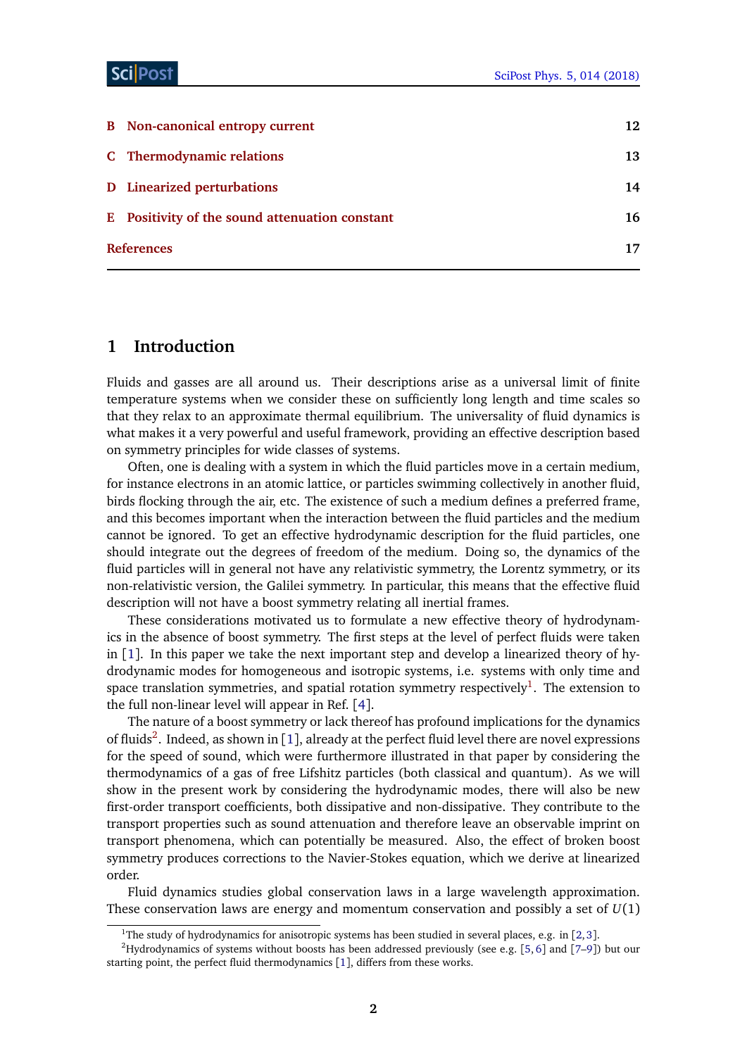| | | |
|---|---|---|
| **B** | **Non-canonical entropy current** | **12** |
| **C** | **Thermodynamic relations** | **13** |
| **D** | **Linearized perturbations** | **14** |
| **E** | **Positivity of the sound attenuation constant** | **16** |
| | **References** | **17** |

# 1 Introduction

Fluids and gasses are all around us. Their descriptions arise as a universal limit of finite temperature systems when we consider these on sufficiently long length and time scales so that they relax to an approximate thermal equilibrium. The universality of fluid dynamics is what makes it a very powerful and useful framework, providing an effective description based on symmetry principles for wide classes of systems.

Often, one is dealing with a system in which the fluid particles move in a certain medium, for instance electrons in an atomic lattice, or particles swimming collectively in another fluid, birds flocking through the air, etc. The existence of such a medium defines a preferred frame, and this becomes important when the interaction between the fluid particles and the medium cannot be ignored. To get an effective hydrodynamic description for the fluid particles, one should integrate out the degrees of freedom of the medium. Doing so, the dynamics of the fluid particles will in general not have any relativistic symmetry, the Lorentz symmetry, or its non-relativistic version, the Galilei symmetry. In particular, this means that the effective fluid description will not have a boost symmetry relating all inertial frames.

These considerations motivated us to formulate a new effective theory of hydrodynamics in the absence of boost symmetry. The first steps at the level of perfect fluids were taken in [1]. In this paper we take the next important step and develop a linearized theory of hydrodynamic modes for homogeneous and isotropic systems, i.e. systems with only time and space translation symmetries, and spatial rotation symmetry respectively[1]. The extension to the full non-linear level will appear in Ref. [4].

The nature of a boost symmetry or lack thereof has profound implications for the dynamics of fluids[2]. Indeed, as shown in [1], already at the perfect fluid level there are novel expressions for the speed of sound, which were furthermore illustrated in that paper by considering the thermodynamics of a gas of free Lifshitz particles (both classical and quantum). As we will show in the present work by considering the hydrodynamic modes, there will also be new first-order transport coefficients, both dissipative and non-dissipative. They contribute to the transport properties such as sound attenuation and therefore leave an observable imprint on transport phenomena, which can potentially be measured. Also, the effect of broken boost symmetry produces corrections to the Navier-Stokes equation, which we derive at linearized order.

Fluid dynamics studies global conservation laws in a large wavelength approximation. These conservation laws are energy and momentum conservation and possibly a set of $U(1)$

[1] The study of hydrodynamics for anisotropic systems has been studied in several places, e.g. in [2,3].

[2] Hydrodynamics of systems without boosts has been addressed previously (see e.g. [5,6] and [7–9]) but our starting point, the perfect fluid thermodynamics [1], differs from these works.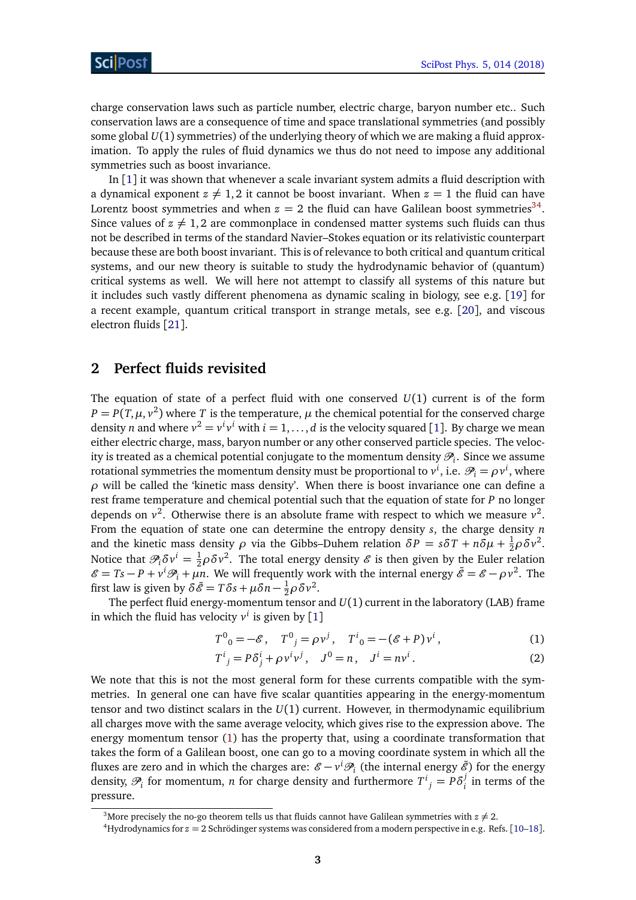charge conservation laws such as particle number, electric charge, baryon number etc.. Such conservation laws are a consequence of time and space translational symmetries (and possibly some global $U(1)$ symmetries) of the underlying theory of which we are making a fluid approximation. To apply the rules of fluid dynamics we thus do not need to impose any additional symmetries such as boost invariance.

In [1] it was shown that whenever a scale invariant system admits a fluid description with a dynamical exponent $z \neq 1,2$ it cannot be boost invariant. When $z=1$ the fluid can have Lorentz boost symmetries and when $z=2$ the fluid can have Galilean boost symmetries[3,4]. Since values of $z \neq 1,2$ are commonplace in condensed matter systems such fluids can thus not be described in terms of the standard Navier–Stokes equation or its relativistic counterpart because these are both boost invariant. This is of relevance to both critical and quantum critical systems, and our new theory is suitable to study the hydrodynamic behavior of (quantum) critical systems as well. We will here not attempt to classify all systems of this nature but it includes such vastly different phenomena as dynamic scaling in biology, see e.g. [19] for a recent example, quantum critical transport in strange metals, see e.g. [20], and viscous electron fluids [21].

## 2 Perfect fluids revisited

The equation of state of a perfect fluid with one conserved $U(1)$ current is of the form $P = P(T,\mu,v^2)$ where $T$ is the temperature, $\mu$ the chemical potential for the conserved charge density $n$ and where $v^2 = v^i v^i$ with $i=1,\ldots,d$ is the velocity squared [1]. By charge we mean either electric charge, mass, baryon number or any other conserved particle species. The velocity is treated as a chemical potential conjugate to the momentum density $\mathscr{P}_i$. Since we assume rotational symmetries the momentum density must be proportional to $v^i$, i.e. $\mathscr{P}_i = \rho v^i$, where $\rho$ will be called the 'kinetic mass density'. When there is boost invariance one can define a rest frame temperature and chemical potential such that the equation of state for $P$ no longer depends on $v^2$. Otherwise there is an absolute frame with respect to which we measure $v^2$. From the equation of state one can determine the entropy density $s$, the charge density $n$ and the kinetic mass density $\rho$ via the Gibbs–Duhem relation $\delta P = s\delta T + n\delta\mu + \frac{1}{2}\rho\delta v^2$. Notice that $\mathscr{P}_i \delta v^i = \frac{1}{2}\rho\delta v^2$. The total energy density $\mathscr{E}$ is then given by the Euler relation $\mathscr{E} = Ts - P + v^i\mathscr{P}_i + \mu n$. We will frequently work with the internal energy $\tilde{\mathscr{E}} = \mathscr{E} - \rho v^2$. The first law is given by $\delta\tilde{\mathscr{E}} = T\delta s + \mu\delta n - \frac{1}{2}\rho\delta v^2$.

The perfect fluid energy-momentum tensor and $U(1)$ current in the laboratory (LAB) frame in which the fluid has velocity $v^i$ is given by [1]

$$
T^0{}_0 = -\mathscr{E}\,, \quad T^0{}_j = \rho v^j\,, \quad T^i{}_0 = -(\mathscr{E}+P)v^i\,, \tag{1}
$$

$$
T^i{}_j = P\delta^i_j + \rho v^i v^j\,, \quad J^0 = n\,, \quad J^i = n v^i\,. \tag{2}
$$

We note that this is not the most general form for these currents compatible with the symmetries. In general one can have five scalar quantities appearing in the energy-momentum tensor and two distinct scalars in the $U(1)$ current. However, in thermodynamic equilibrium all charges move with the same average velocity, which gives rise to the expression above. The energy momentum tensor (1) has the property that, using a coordinate transformation that takes the form of a Galilean boost, one can go to a moving coordinate system in which all the fluxes are zero and in which the charges are: $\mathscr{E} - v^i\mathscr{P}_i$ (the internal energy $\tilde{\mathscr{E}}$) for the energy density, $\mathscr{P}_i$ for momentum, $n$ for charge density and furthermore $T^i{}_j = P\delta^j_i$ in terms of the pressure.

[3] More precisely the no-go theorem tells us that fluids cannot have Galilean symmetries with $z \neq 2$.

[4] Hydrodynamics for $z=2$ Schrödinger systems was considered from a modern perspective in e.g. Refs. [10–18].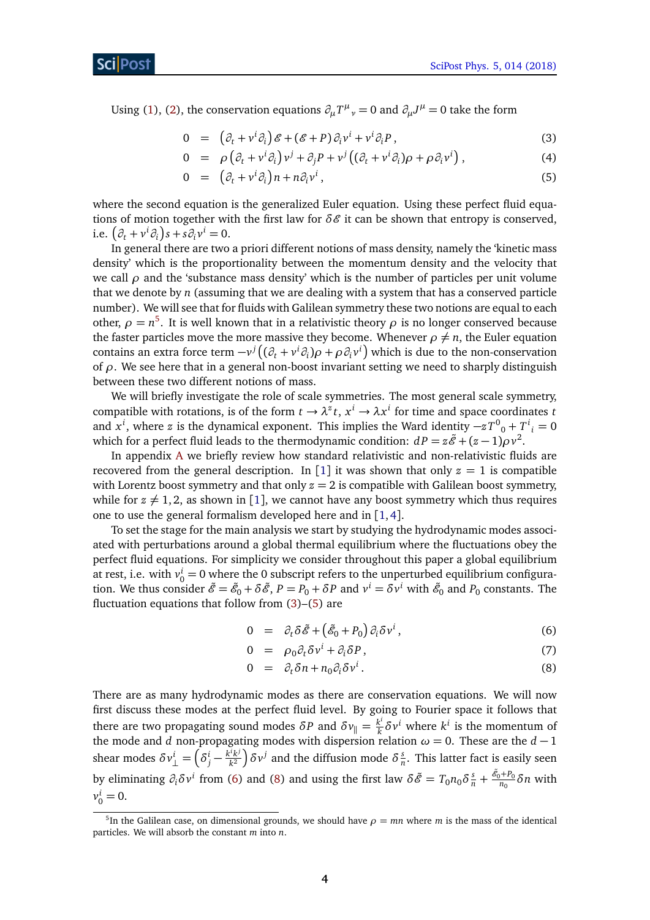Using (1), (2), the conservation equations $\partial_\mu T^\mu{}_\nu = 0$ and $\partial_\mu J^\mu = 0$ take the form

$$
\begin{aligned}
0 &= \left(\partial_t + v^i\partial_i\right)\mathcal{E} + (\mathcal{E}+P)\,\partial_i v^i + v^i\partial_i P\,, &(3)\\
0 &= \rho\left(\partial_t + v^i\partial_i\right)v^j + \partial_j P + v^j\left((\partial_t + v^i\partial_i)\rho + \rho\partial_i v^i\right), &(4)\\
0 &= \left(\partial_t + v^i\partial_i\right)n + n\partial_i v^i\,, &(5)
\end{aligned}
$$

where the second equation is the generalized Euler equation. Using these perfect fluid equations of motion together with the first law for $\delta\mathcal{E}$ it can be shown that entropy is conserved, i.e. $\left(\partial_t + v^i\partial_i\right)s + s\partial_i v^i = 0$.

In general there are two a priori different notions of mass density, namely the 'kinetic mass density' which is the proportionality between the momentum density and the velocity that we call $\rho$ and the 'substance mass density' which is the number of particles per unit volume that we denote by $n$ (assuming that we are dealing with a system that has a conserved particle number). We will see that for fluids with Galilean symmetry these two notions are equal to each other, $\rho = n$[5]. It is well known that in a relativistic theory $\rho$ is no longer conserved because the faster particles move the more massive they become. Whenever $\rho \neq n$, the Euler equation contains an extra force term $-v^j\left((\partial_t + v^i\partial_i)\rho + \rho\partial_i v^i\right)$ which is due to the non-conservation of $\rho$. We see here that in a general non-boost invariant setting we need to sharply distinguish between these two different notions of mass.

We will briefly investigate the role of scale symmetries. The most general scale symmetry, compatible with rotations, is of the form $t \to \lambda^z t$, $x^i \to \lambda x^i$ for time and space coordinates $t$ and $x^i$, where $z$ is the dynamical exponent. This implies the Ward identity $-zT^0{}_0 + T^i{}_i = 0$ which for a perfect fluid leads to the thermodynamic condition: $dP = z\tilde{\mathcal{E}} + (z-1)\rho v^2$.

In appendix A we briefly review how standard relativistic and non-relativistic fluids are recovered from the general description. In [1] it was shown that only $z = 1$ is compatible with Lorentz boost symmetry and that only $z = 2$ is compatible with Galilean boost symmetry, while for $z \neq 1, 2$, as shown in [1], we cannot have any boost symmetry which thus requires one to use the general formalism developed here and in [1,4].

To set the stage for the main analysis we start by studying the hydrodynamic modes associated with perturbations around a global thermal equilibrium where the fluctuations obey the perfect fluid equations. For simplicity we consider throughout this paper a global equilibrium at rest, i.e. with $v_0^i = 0$ where the 0 subscript refers to the unperturbed equilibrium configuration. We thus consider $\tilde{\mathcal{E}} = \tilde{\mathcal{E}}_0 + \delta\tilde{\mathcal{E}}$, $P = P_0 + \delta P$ and $v^i = \delta v^i$ with $\tilde{\mathcal{E}}_0$ and $P_0$ constants. The fluctuation equations that follow from (3)–(5) are

$$
\begin{aligned}
0 &= \partial_t\delta\tilde{\mathcal{E}} + \left(\tilde{\mathcal{E}}_0 + P_0\right)\partial_i\delta v^i\,, &(6)\\
0 &= \rho_0\partial_t\delta v^i + \partial_i\delta P\,, &(7)\\
0 &= \partial_t\delta n + n_0\partial_i\delta v^i\,. &(8)
\end{aligned}
$$

There are as many hydrodynamic modes as there are conservation equations. We will now first discuss these modes at the perfect fluid level. By going to Fourier space it follows that there are two propagating sound modes $\delta P$ and $\delta v_\parallel = \frac{k^i}{k}\delta v^i$ where $k^i$ is the momentum of the mode and $d$ non-propagating modes with dispersion relation $\omega = 0$. These are the $d-1$ shear modes $\delta v_\perp^i = \left(\delta_j^i - \frac{k^i k^j}{k^2}\right)\delta v^j$ and the diffusion mode $\delta\frac{s}{n}$. This latter fact is easily seen by eliminating $\partial_i\delta v^i$ from (6) and (8) and using the first law $\delta\tilde{\mathcal{E}} = T_0 n_0\delta\frac{s}{n} + \frac{\tilde{\mathcal{E}}_0 + P_0}{n_0}\delta n$ with $v_0^i = 0$.

[5] In the Galilean case, on dimensional grounds, we should have $\rho = mn$ where $m$ is the mass of the identical particles. We will absorb the constant $m$ into $n$.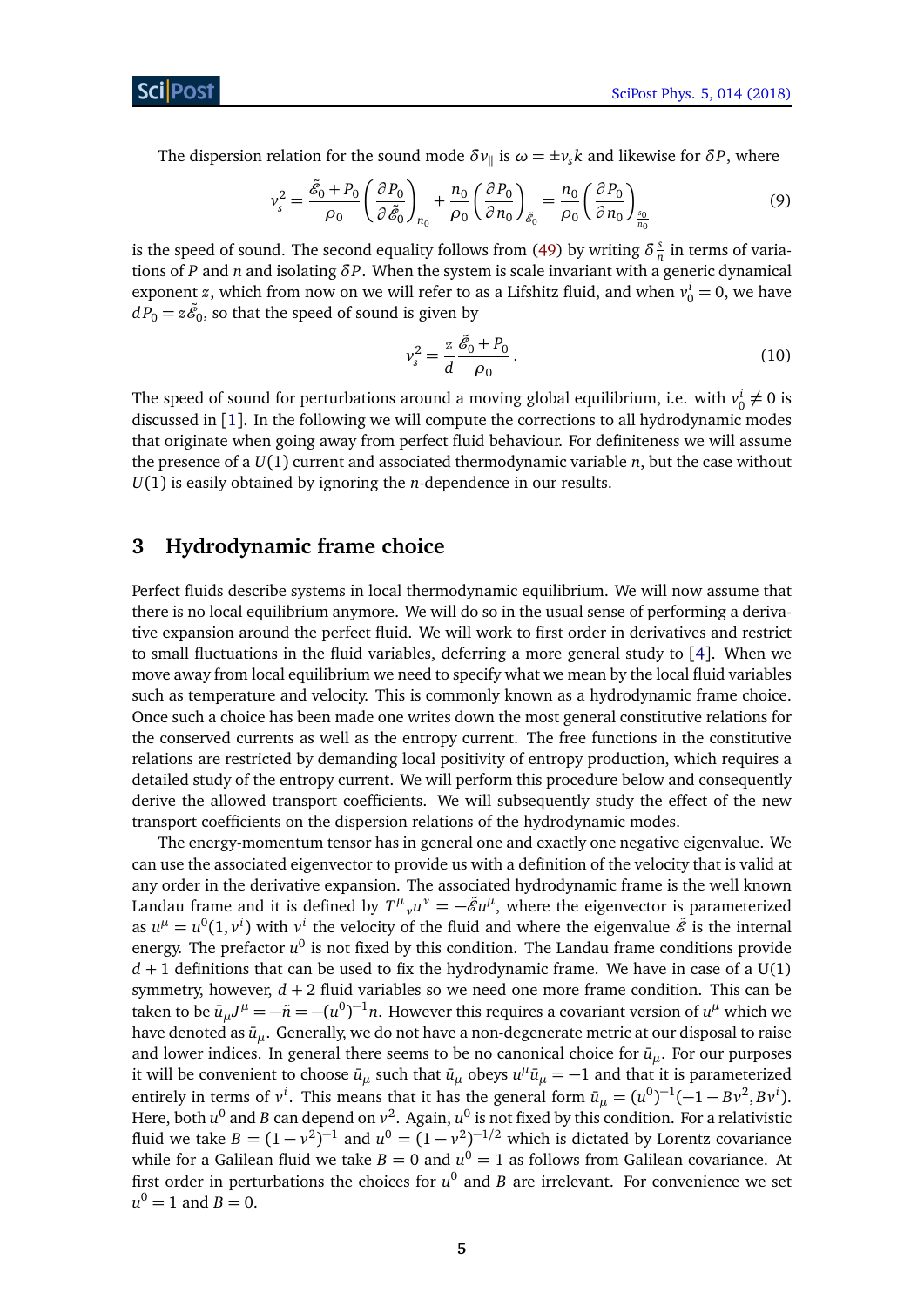The dispersion relation for the sound mode $\delta v_\parallel$ is $\omega = \pm v_s k$ and likewise for $\delta P$, where

$$v_s^2 = \frac{\tilde{\mathcal{E}}_0 + P_0}{\rho_0}\left(\frac{\partial P_0}{\partial \tilde{\mathcal{E}}_0}\right)_{n_0} + \frac{n_0}{\rho_0}\left(\frac{\partial P_0}{\partial n_0}\right)_{\tilde{\mathcal{E}}_0} = \frac{n_0}{\rho_0}\left(\frac{\partial P_0}{\partial n_0}\right)_{\frac{s_0}{n_0}} \tag{9}$$

is the speed of sound. The second equality follows from (49) by writing $\delta \frac{s}{n}$ in terms of variations of $P$ and $n$ and isolating $\delta P$. When the system is scale invariant with a generic dynamical exponent $z$, which from now on we will refer to as a Lifshitz fluid, and when $v_0^i = 0$, we have $dP_0 = z\tilde{\mathcal{E}}_0$, so that the speed of sound is given by

$$v_s^2 = \frac{z}{d}\frac{\tilde{\mathcal{E}}_0 + P_0}{\rho_0}. \tag{10}$$

The speed of sound for perturbations around a moving global equilibrium, i.e. with $v_0^i \neq 0$ is discussed in [1]. In the following we will compute the corrections to all hydrodynamic modes that originate when going away from perfect fluid behaviour. For definiteness we will assume the presence of a $U(1)$ current and associated thermodynamic variable $n$, but the case without $U(1)$ is easily obtained by ignoring the $n$-dependence in our results.

## 3 Hydrodynamic frame choice

Perfect fluids describe systems in local thermodynamic equilibrium. We will now assume that there is no local equilibrium anymore. We will do so in the usual sense of performing a derivative expansion around the perfect fluid. We will work to first order in derivatives and restrict to small fluctuations in the fluid variables, deferring a more general study to [4]. When we move away from local equilibrium we need to specify what we mean by the local fluid variables such as temperature and velocity. This is commonly known as a hydrodynamic frame choice. Once such a choice has been made one writes down the most general constitutive relations for the conserved currents as well as the entropy current. The free functions in the constitutive relations are restricted by demanding local positivity of entropy production, which requires a detailed study of the entropy current. We will perform this procedure below and consequently derive the allowed transport coefficients. We will subsequently study the effect of the new transport coefficients on the dispersion relations of the hydrodynamic modes.

The energy-momentum tensor has in general one and exactly one negative eigenvalue. We can use the associated eigenvector to provide us with a definition of the velocity that is valid at any order in the derivative expansion. The associated hydrodynamic frame is the well known Landau frame and it is defined by $T^\mu{}_\nu u^\nu = -\tilde{\mathcal{E}} u^\mu$, where the eigenvector is parameterized as $u^\mu = u^0(1, v^i)$ with $v^i$ the velocity of the fluid and where the eigenvalue $\tilde{\mathcal{E}}$ is the internal energy. The prefactor $u^0$ is not fixed by this condition. The Landau frame conditions provide $d+1$ definitions that can be used to fix the hydrodynamic frame. We have in case of a U(1) symmetry, however, $d+2$ fluid variables so we need one more frame condition. This can be taken to be $\bar{u}_\mu J^\mu = -\tilde{n} = -(u^0)^{-1} n$. However this requires a covariant version of $u^\mu$ which we have denoted as $\bar{u}_\mu$. Generally, we do not have a non-degenerate metric at our disposal to raise and lower indices. In general there seems to be no canonical choice for $\bar{u}_\mu$. For our purposes it will be convenient to choose $\bar{u}_\mu$ such that $\bar{u}_\mu$ obeys $u^\mu \bar{u}_\mu = -1$ and that it is parameterized entirely in terms of $v^i$. This means that it has the general form $\bar{u}_\mu = (u^0)^{-1}(-1 - Bv^2, Bv^i)$. Here, both $u^0$ and $B$ can depend on $v^2$. Again, $u^0$ is not fixed by this condition. For a relativistic fluid we take $B = (1-v^2)^{-1}$ and $u^0 = (1-v^2)^{-1/2}$ which is dictated by Lorentz covariance while for a Galilean fluid we take $B = 0$ and $u^0 = 1$ as follows from Galilean covariance. At first order in perturbations the choices for $u^0$ and $B$ are irrelevant. For convenience we set $u^0 = 1$ and $B = 0$.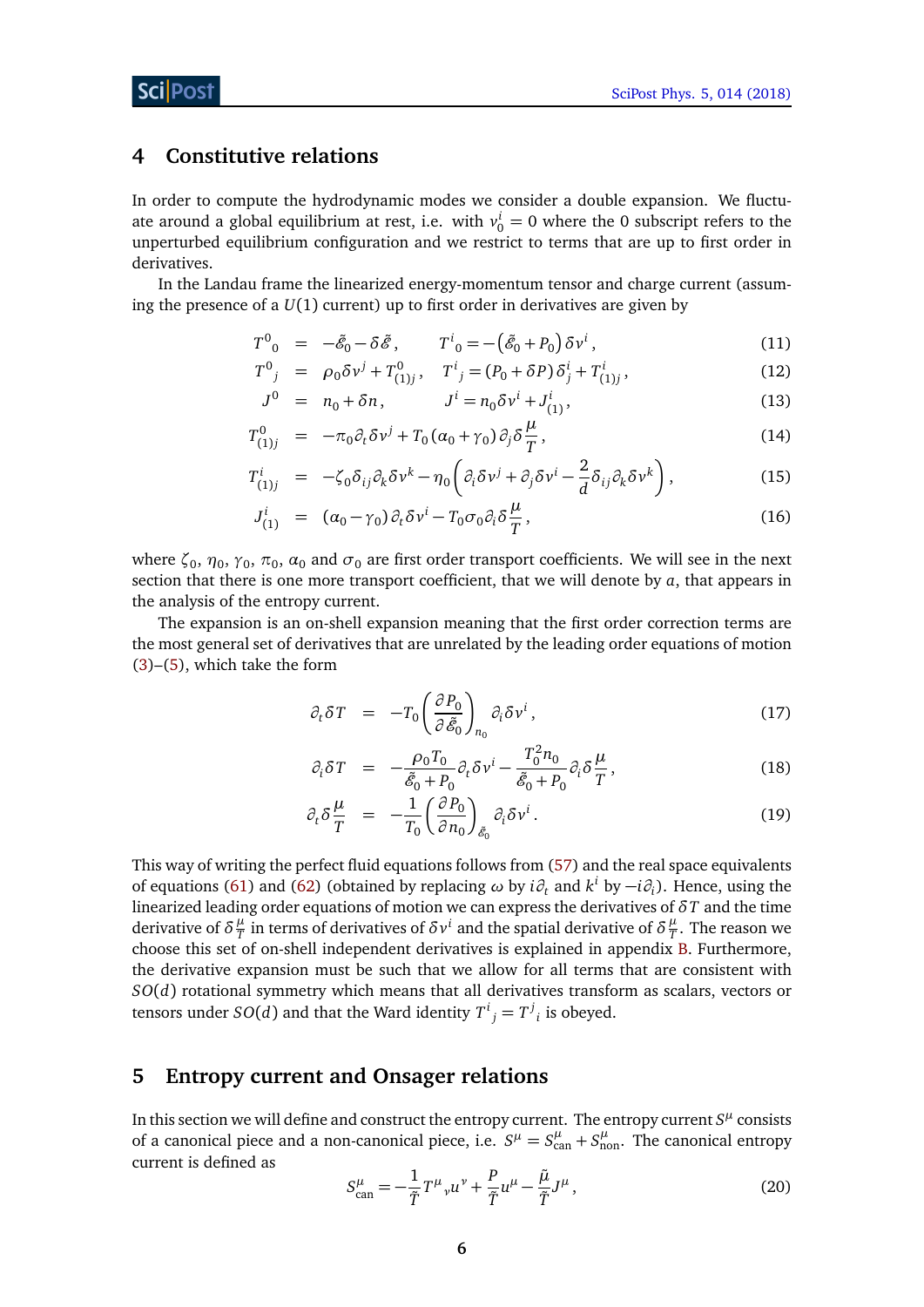## 4 Constitutive relations

In order to compute the hydrodynamic modes we consider a double expansion. We fluctuate around a global equilibrium at rest, i.e. with $v_0^i = 0$ where the 0 subscript refers to the unperturbed equilibrium configuration and we restrict to terms that are up to first order in derivatives.

In the Landau frame the linearized energy-momentum tensor and charge current (assuming the presence of a $U(1)$ current) up to first order in derivatives are given by

$$
\begin{aligned}
T^0{}_0 &= -\tilde{\mathcal{E}}_0 - \delta\tilde{\mathcal{E}}\,, \qquad T^i{}_0 = -\left(\tilde{\mathcal{E}}_0 + P_0\right)\delta v^i\,, &(11)\\
T^0{}_j &= \rho_0 \delta v^j + T^0_{(1)j}\,, \quad T^i{}_j = (P_0 + \delta P)\,\delta^i_j + T^i_{(1)j}\,, &(12)\\
J^0 &= n_0 + \delta n\,, \qquad J^i = n_0 \delta v^i + J^i_{(1)}\,, &(13)\\
T^0_{(1)j} &= -\pi_0 \partial_t \delta v^j + T_0(\alpha_0 + \gamma_0)\,\partial_j \delta \frac{\mu}{T}\,, &(14)\\
T^i_{(1)j} &= -\zeta_0 \delta_{ij}\partial_k \delta v^k - \eta_0\left(\partial_i \delta v^j + \partial_j \delta v^i - \frac{2}{d}\delta_{ij}\partial_k \delta v^k\right), &(15)\\
J^i_{(1)} &= (\alpha_0 - \gamma_0)\,\partial_t \delta v^i - T_0 \sigma_0 \partial_i \delta \frac{\mu}{T}\,, &(16)
\end{aligned}
$$

where $\zeta_0$, $\eta_0$, $\gamma_0$, $\pi_0$, $\alpha_0$ and $\sigma_0$ are first order transport coefficients. We will see in the next section that there is one more transport coefficient, that we will denote by $a$, that appears in the analysis of the entropy current.

The expansion is an on-shell expansion meaning that the first order correction terms are the most general set of derivatives that are unrelated by the leading order equations of motion (3)–(5), which take the form

$$
\begin{aligned}
\partial_t \delta T &= -T_0\left(\frac{\partial P_0}{\partial \tilde{\mathcal{E}}_0}\right)_{n_0} \partial_i \delta v^i\,, &(17)\\
\partial_i \delta T &= -\frac{\rho_0 T_0}{\tilde{\mathcal{E}}_0 + P_0}\partial_t \delta v^i - \frac{T_0^2 n_0}{\tilde{\mathcal{E}}_0 + P_0}\partial_i \delta \frac{\mu}{T}\,, &(18)\\
\partial_t \delta \frac{\mu}{T} &= -\frac{1}{T_0}\left(\frac{\partial P_0}{\partial n_0}\right)_{\tilde{\mathcal{E}}_0} \partial_i \delta v^i\,. &(19)
\end{aligned}
$$

This way of writing the perfect fluid equations follows from (57) and the real space equivalents of equations (61) and (62) (obtained by replacing $\omega$ by $i\partial_t$ and $k^i$ by $-i\partial_i$). Hence, using the linearized leading order equations of motion we can express the derivatives of $\delta T$ and the time derivative of $\delta\frac{\mu}{T}$ in terms of derivatives of $\delta v^i$ and the spatial derivative of $\delta\frac{\mu}{T}$. The reason we choose this set of on-shell independent derivatives is explained in appendix B. Furthermore, the derivative expansion must be such that we allow for all terms that are consistent with $SO(d)$ rotational symmetry which means that all derivatives transform as scalars, vectors or tensors under $SO(d)$ and that the Ward identity $T^i{}_j = T^j{}_i$ is obeyed.

## 5 Entropy current and Onsager relations

In this section we will define and construct the entropy current. The entropy current $S^\mu$ consists of a canonical piece and a non-canonical piece, i.e. $S^\mu = S^\mu_{\text{can}} + S^\mu_{\text{non}}$. The canonical entropy current is defined as

$$
S^\mu_{\text{can}} = -\frac{1}{\tilde{T}}T^\mu{}_\nu u^\nu + \frac{P}{\tilde{T}}u^\mu - \frac{\tilde{\mu}}{\tilde{T}}J^\mu\,, \tag{20}
$$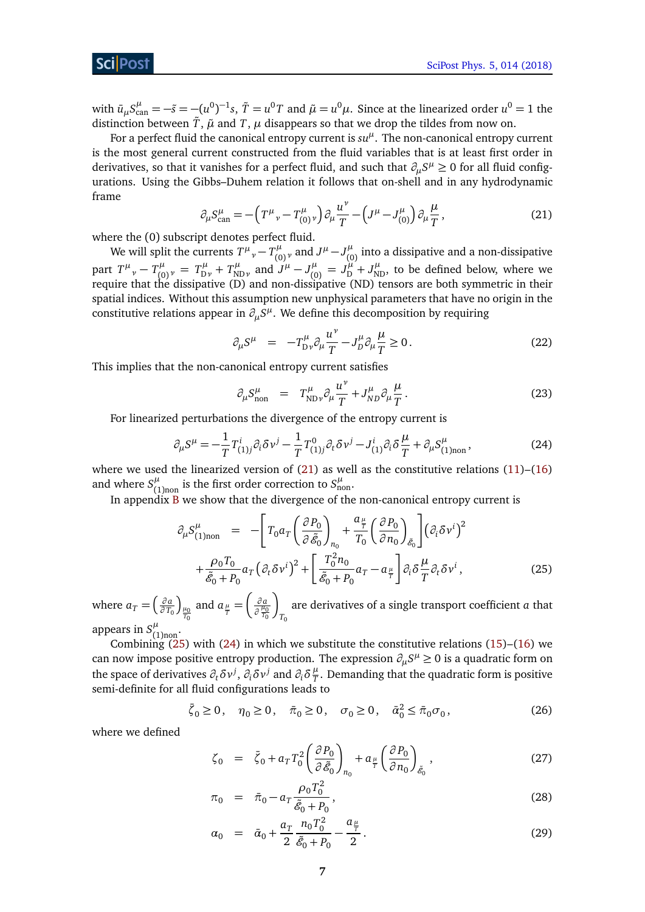with $\bar{u}_\mu S^\mu_{\text{can}} = -\tilde{s} = -(u^0)^{-1}s$, $\tilde{T} = u^0 T$ and $\tilde{\mu} = u^0\mu$. Since at the linearized order $u^0 = 1$ the distinction between $\tilde{T}$, $\tilde{\mu}$ and $T$, $\mu$ disappears so that we drop the tildes from now on.

For a perfect fluid the canonical entropy current is $su^\mu$. The non-canonical entropy current is the most general current constructed from the fluid variables that is at least first order in derivatives, so that it vanishes for a perfect fluid, and such that $\partial_\mu S^\mu \geq 0$ for all fluid configurations. Using the Gibbs–Duhem relation it follows that on-shell and in any hydrodynamic frame

$$\partial_\mu S^\mu_{\text{can}} = -\left(T^\mu{}_\nu - T^\mu_{(0)\nu}\right)\partial_\mu \frac{u^\nu}{T} - \left(J^\mu - J^\mu_{(0)}\right)\partial_\mu \frac{\mu}{T}\,, \tag{21}$$

where the (0) subscript denotes perfect fluid.

We will split the currents $T^\mu{}_\nu - T^\mu_{(0)\nu}$ and $J^\mu - J^\mu_{(0)}$ into a dissipative and a non-dissipative part $T^\mu{}_\nu - T^\mu_{(0)\nu} = T^\mu_{\text{D}\nu} + T^\mu_{\text{ND}\nu}$ and $J^\mu - J^\mu_{(0)} = J^\mu_{\text{D}} + J^\mu_{\text{ND}}$, to be defined below, where we require that the dissipative (D) and non-dissipative (ND) tensors are both symmetric in their spatial indices. Without this assumption new unphysical parameters that have no origin in the constitutive relations appear in $\partial_\mu S^\mu$. We define this decomposition by requiring

$$\partial_\mu S^\mu \;=\; -T^\mu_{\text{D}\nu}\partial_\mu \frac{u^\nu}{T} - J^\mu_D \partial_\mu \frac{\mu}{T} \geq 0\,. \tag{22}$$

This implies that the non-canonical entropy current satisfies

$$\partial_\mu S^\mu_{\text{non}} \;=\; T^\mu_{\text{ND}\nu}\partial_\mu \frac{u^\nu}{T} + J^\mu_{ND}\partial_\mu \frac{\mu}{T}\,. \tag{23}$$

For linearized perturbations the divergence of the entropy current is

$$\partial_\mu S^\mu = -\frac{1}{T}T^i_{(1)j}\partial_i \delta v^j - \frac{1}{T}T^0_{(1)j}\partial_t \delta v^j - J^i_{(1)}\partial_i \delta\frac{\mu}{T} + \partial_\mu S^\mu_{(1)\text{non}}\,, \tag{24}$$

where we used the linearized version of (21) as well as the constitutive relations (11)–(16) and where $S^\mu_{(1)\text{non}}$ is the first order correction to $S^\mu_{\text{non}}$.

In appendix B we show that the divergence of the non-canonical entropy current is

$$\begin{aligned}
\partial_\mu S^\mu_{(1)\text{non}} \;=\;& -\left[T_0 a_T \left(\frac{\partial P_0}{\partial \tilde{\mathscr{E}}_0}\right)_{n_0} + \frac{a_{\frac{\mu}{T}}}{T_0}\left(\frac{\partial P_0}{\partial n_0}\right)_{\tilde{\mathscr{E}}_0}\right]\left(\partial_i \delta v^i\right)^2 \\
& + \frac{\rho_0 T_0}{\tilde{\mathscr{E}}_0 + P_0} a_T \left(\partial_t \delta v^i\right)^2 + \left[\frac{T_0^2 n_0}{\tilde{\mathscr{E}}_0 + P_0}a_T - a_{\frac{\mu}{T}}\right]\partial_i \delta\frac{\mu}{T}\partial_t \delta v^i\,,
\end{aligned} \tag{25}$$

where $a_T = \left(\frac{\partial a}{\partial T_0}\right)_{\frac{\mu_0}{T_0}}$ and $a_{\frac{\mu}{T}} = \left(\frac{\partial a}{\partial \frac{\mu_0}{T_0}}\right)_{T_0}$ are derivatives of a single transport coefficient $a$ that appears in $S^\mu_{(1)\text{non}}$.

Combining (25) with (24) in which we substitute the constitutive relations (15)–(16) we can now impose positive entropy production. The expression $\partial_\mu S^\mu \geq 0$ is a quadratic form on the space of derivatives $\partial_t \delta v^j$, $\partial_i \delta v^j$ and $\partial_i \delta\frac{\mu}{T}$. Demanding that the quadratic form is positive semi-definite for all fluid configurations leads to

$$\bar{\zeta}_0 \geq 0\,, \quad \eta_0 \geq 0\,, \quad \bar{\pi}_0 \geq 0\,, \quad \sigma_0 \geq 0\,, \quad \bar{\alpha}_0^2 \leq \bar{\pi}_0 \sigma_0\,, \tag{26}$$

where we defined

$$\zeta_0 \;=\; \bar{\zeta}_0 + a_T T_0^2 \left(\frac{\partial P_0}{\partial \tilde{\mathscr{E}}_0}\right)_{n_0} + a_{\frac{\mu}{T}}\left(\frac{\partial P_0}{\partial n_0}\right)_{\tilde{\mathscr{E}}_0}\,, \tag{27}$$

$$\pi_0 \;=\; \bar{\pi}_0 - a_T \frac{\rho_0 T_0^2}{\tilde{\mathscr{E}}_0 + P_0}\,, \tag{28}$$

$$\alpha_0 \;=\; \bar{\alpha}_0 + \frac{a_T}{2}\frac{n_0 T_0^2}{\tilde{\mathscr{E}}_0 + P_0} - \frac{a_{\frac{\mu}{T}}}{2}\,. \tag{29}$$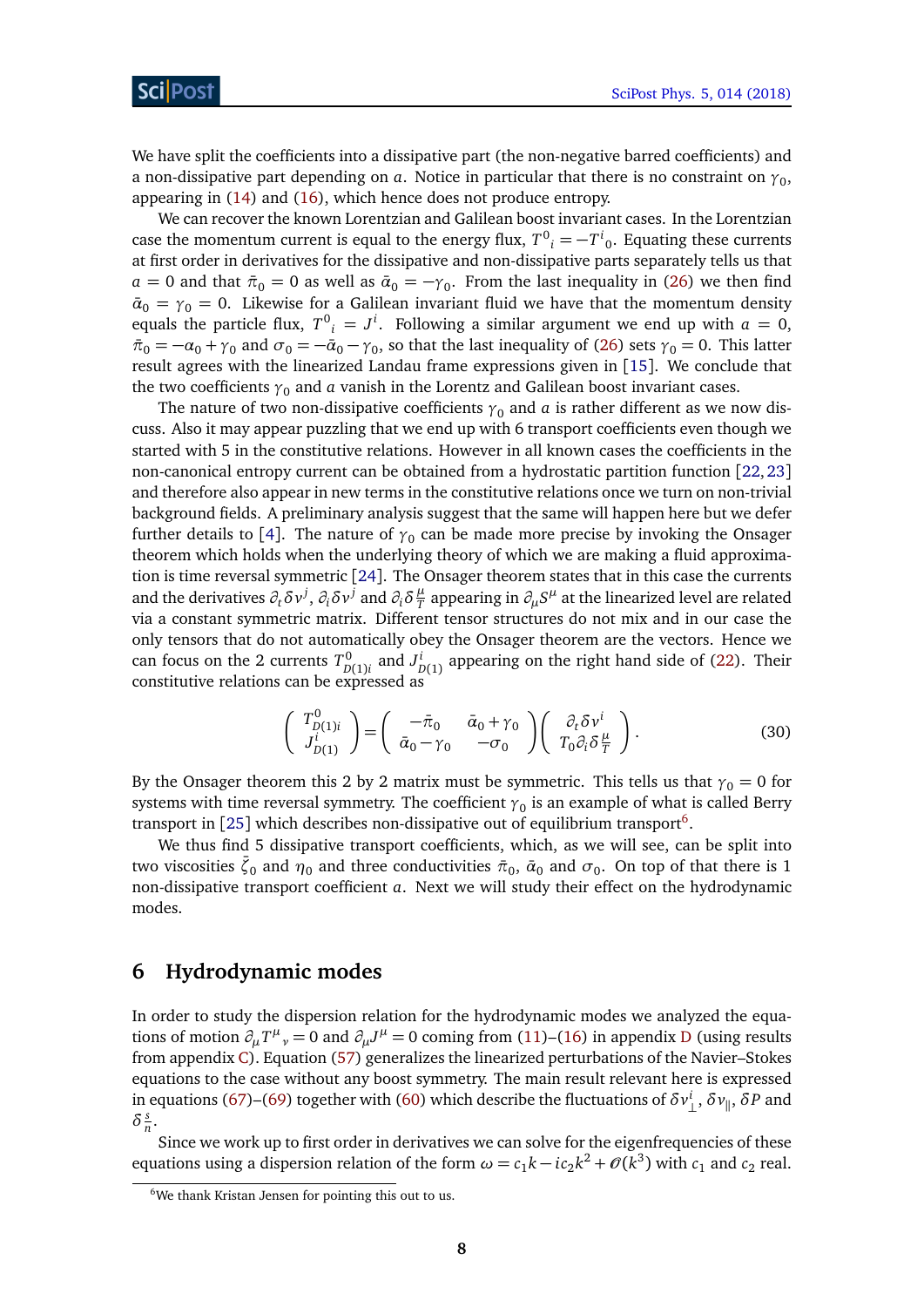We have split the coefficients into a dissipative part (the non-negative barred coefficients) and a non-dissipative part depending on $a$. Notice in particular that there is no constraint on $\gamma_0$, appearing in (14) and (16), which hence does not produce entropy.

We can recover the known Lorentzian and Galilean boost invariant cases. In the Lorentzian case the momentum current is equal to the energy flux, $T^0{}_i = -T^i{}_0$. Equating these currents at first order in derivatives for the dissipative and non-dissipative parts separately tells us that $a = 0$ and that $\bar{\pi}_0 = 0$ as well as $\bar{\alpha}_0 = -\gamma_0$. From the last inequality in (26) we then find $\bar{\alpha}_0 = \gamma_0 = 0$. Likewise for a Galilean invariant fluid we have that the momentum density equals the particle flux, $T^0{}_i = J^i$. Following a similar argument we end up with $a = 0$, $\bar{\pi}_0 = -\alpha_0 + \gamma_0$ and $\sigma_0 = -\bar{\alpha}_0 - \gamma_0$, so that the last inequality of (26) sets $\gamma_0 = 0$. This latter result agrees with the linearized Landau frame expressions given in [15]. We conclude that the two coefficients $\gamma_0$ and $a$ vanish in the Lorentz and Galilean boost invariant cases.

The nature of two non-dissipative coefficients $\gamma_0$ and $a$ is rather different as we now discuss. Also it may appear puzzling that we end up with 6 transport coefficients even though we started with 5 in the constitutive relations. However in all known cases the coefficients in the non-canonical entropy current can be obtained from a hydrostatic partition function [22, 23] and therefore also appear in new terms in the constitutive relations once we turn on non-trivial background fields. A preliminary analysis suggest that the same will happen here but we defer further details to [4]. The nature of $\gamma_0$ can be made more precise by invoking the Onsager theorem which holds when the underlying theory of which we are making a fluid approximation is time reversal symmetric [24]. The Onsager theorem states that in this case the currents and the derivatives $\partial_t \delta v^j$, $\partial_i \delta v^j$ and $\partial_i \delta \frac{\mu}{T}$ appearing in $\partial_\mu S^\mu$ at the linearized level are related via a constant symmetric matrix. Different tensor structures do not mix and in our case the only tensors that do not automatically obey the Onsager theorem are the vectors. Hence we can focus on the 2 currents $T^0_{D(1)i}$ and $J^i_{D(1)}$ appearing on the right hand side of (22). Their constitutive relations can be expressed as

$$\begin{pmatrix} T^0_{D(1)i} \\ J^i_{D(1)} \end{pmatrix} = \begin{pmatrix} -\bar{\pi}_0 & \bar{\alpha}_0 + \gamma_0 \\ \bar{\alpha}_0 - \gamma_0 & -\sigma_0 \end{pmatrix} \begin{pmatrix} \partial_t \delta v^i \\ T_0 \partial_i \delta \frac{\mu}{T} \end{pmatrix}. \tag{30}$$

By the Onsager theorem this 2 by 2 matrix must be symmetric. This tells us that $\gamma_0 = 0$ for systems with time reversal symmetry. The coefficient $\gamma_0$ is an example of what is called Berry transport in [25] which describes non-dissipative out of equilibrium transport[6].

We thus find 5 dissipative transport coefficients, which, as we will see, can be split into two viscosities $\bar{\zeta}_0$ and $\eta_0$ and three conductivities $\bar{\pi}_0$, $\bar{\alpha}_0$ and $\sigma_0$. On top of that there is 1 non-dissipative transport coefficient $a$. Next we will study their effect on the hydrodynamic modes.

## 6 Hydrodynamic modes

In order to study the dispersion relation for the hydrodynamic modes we analyzed the equations of motion $\partial_\mu T^\mu{}_\nu = 0$ and $\partial_\mu J^\mu = 0$ coming from (11)–(16) in appendix D (using results from appendix C). Equation (57) generalizes the linearized perturbations of the Navier–Stokes equations to the case without any boost symmetry. The main result relevant here is expressed in equations (67)–(69) together with (60) which describe the fluctuations of $\delta v^i_\perp$, $\delta v_\parallel$, $\delta P$ and $\delta \frac{s}{n}$.

Since we work up to first order in derivatives we can solve for the eigenfrequencies of these equations using a dispersion relation of the form $\omega = c_1 k - i c_2 k^2 + \mathcal{O}(k^3)$ with $c_1$ and $c_2$ real.

[6] We thank Kristan Jensen for pointing this out to us.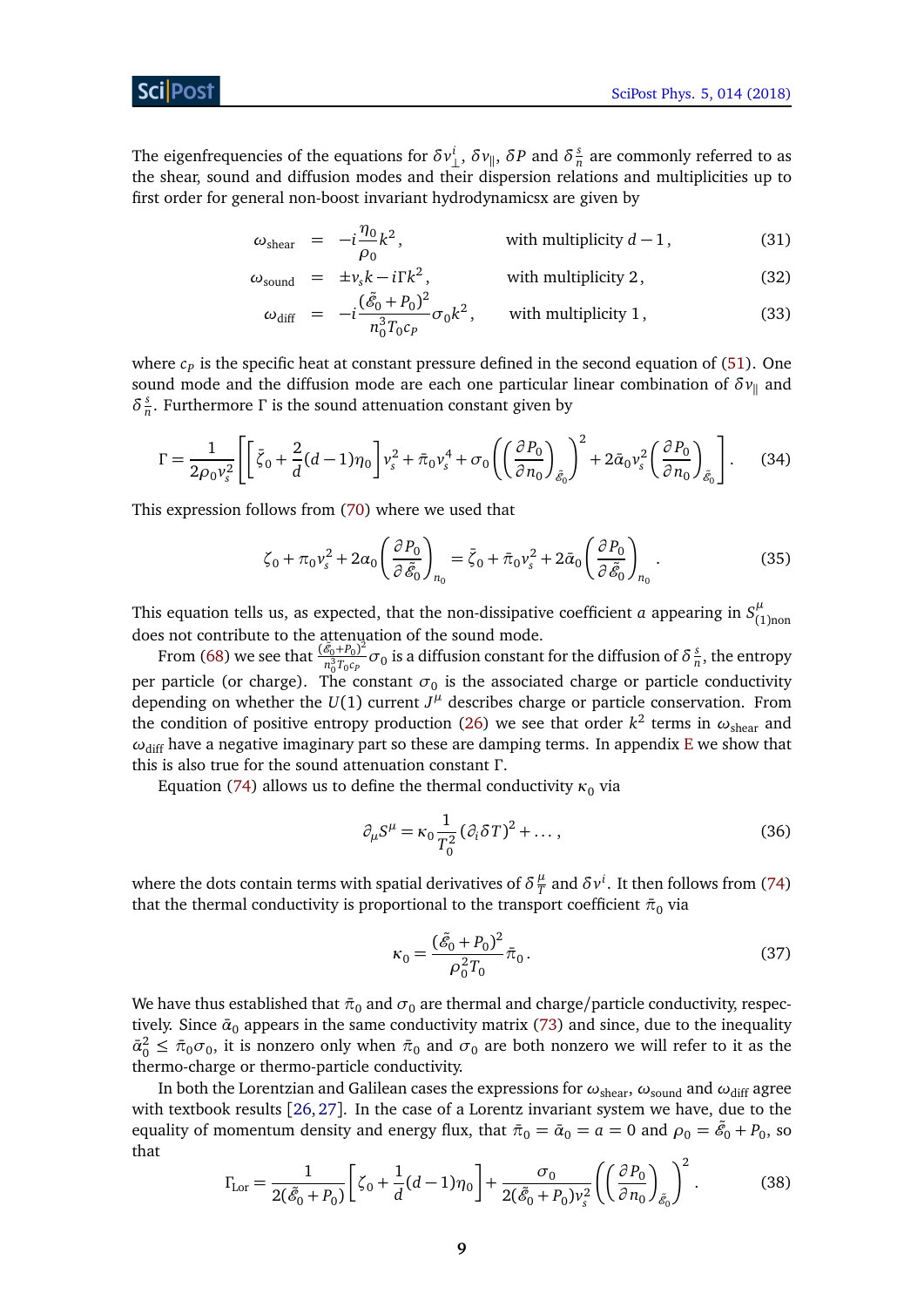The eigenfrequencies of the equations for $\delta v_\perp^i$, $\delta v_\parallel$, $\delta P$ and $\delta \frac{s}{n}$ are commonly referred to as the shear, sound and diffusion modes and their dispersion relations and multiplicities up to first order for general non-boost invariant hydrodynamicsx are given by

$$\omega_{\text{shear}} = -i\frac{\eta_0}{\rho_0}k^2, \qquad \text{with multiplicity } d-1, \tag{31}$$

$$\omega_{\text{sound}} = \pm v_s k - i\Gamma k^2, \qquad \text{with multiplicity } 2, \tag{32}$$

$$\omega_{\text{diff}} = -i\frac{(\tilde{\mathcal{E}}_0 + P_0)^2}{n_0^3 T_0 c_P}\sigma_0 k^2, \qquad \text{with multiplicity } 1, \tag{33}$$

where $c_P$ is the specific heat at constant pressure defined in the second equation of (51). One sound mode and the diffusion mode are each one particular linear combination of $\delta v_\parallel$ and $\delta\frac{s}{n}$. Furthermore $\Gamma$ is the sound attenuation constant given by

$$\Gamma = \frac{1}{2\rho_0 v_s^2}\left[\left[\bar{\zeta}_0 + \frac{2}{d}(d-1)\eta_0\right]v_s^2 + \bar{\pi}_0 v_s^4 + \sigma_0\left(\left(\frac{\partial P_0}{\partial n_0}\right)_{\tilde{\mathcal{E}}_0}\right)^2 + 2\bar{\alpha}_0 v_s^2\left(\frac{\partial P_0}{\partial n_0}\right)_{\tilde{\mathcal{E}}_0}\right]. \tag{34}$$

This expression follows from (70) where we used that

$$\zeta_0 + \pi_0 v_s^2 + 2\alpha_0\left(\frac{\partial P_0}{\partial \tilde{\mathcal{E}}_0}\right)_{n_0} = \bar{\zeta}_0 + \bar{\pi}_0 v_s^2 + 2\bar{\alpha}_0\left(\frac{\partial P_0}{\partial \tilde{\mathcal{E}}_0}\right)_{n_0}. \tag{35}$$

This equation tells us, as expected, that the non-dissipative coefficient $a$ appearing in $S^\mu_{(1)\text{non}}$ does not contribute to the attenuation of the sound mode.

From (68) we see that $\frac{(\tilde{\mathcal{E}}_0+P_0)^2}{n_0^3 T_0 c_P}\sigma_0$ is a diffusion constant for the diffusion of $\delta\frac{s}{n}$, the entropy per particle (or charge). The constant $\sigma_0$ is the associated charge or particle conductivity depending on whether the $U(1)$ current $J^\mu$ describes charge or particle conservation. From the condition of positive entropy production (26) we see that order $k^2$ terms in $\omega_{\text{shear}}$ and $\omega_{\text{diff}}$ have a negative imaginary part so these are damping terms. In appendix E we show that this is also true for the sound attenuation constant $\Gamma$.

Equation (74) allows us to define the thermal conductivity $\kappa_0$ via

$$\partial_\mu S^\mu = \kappa_0 \frac{1}{T_0^2}(\partial_i \delta T)^2 + \ldots, \tag{36}$$

where the dots contain terms with spatial derivatives of $\delta\frac{\mu}{T}$ and $\delta v^i$. It then follows from (74) that the thermal conductivity is proportional to the transport coefficient $\bar{\pi}_0$ via

$$\kappa_0 = \frac{(\tilde{\mathcal{E}}_0 + P_0)^2}{\rho_0^2 T_0}\bar{\pi}_0. \tag{37}$$

We have thus established that $\bar{\pi}_0$ and $\sigma_0$ are thermal and charge/particle conductivity, respectively. Since $\bar{\alpha}_0$ appears in the same conductivity matrix (73) and since, due to the inequality $\bar{\alpha}_0^2 \leq \bar{\pi}_0\sigma_0$, it is nonzero only when $\bar{\pi}_0$ and $\sigma_0$ are both nonzero we will refer to it as the thermo-charge or thermo-particle conductivity.

In both the Lorentzian and Galilean cases the expressions for $\omega_{\text{shear}}$, $\omega_{\text{sound}}$ and $\omega_{\text{diff}}$ agree with textbook results [26,27]. In the case of a Lorentz invariant system we have, due to the equality of momentum density and energy flux, that $\bar{\pi}_0 = \bar{\alpha}_0 = a = 0$ and $\rho_0 = \tilde{\mathcal{E}}_0 + P_0$, so that

$$\Gamma_{\text{Lor}} = \frac{1}{2(\tilde{\mathcal{E}}_0 + P_0)}\left[\zeta_0 + \frac{1}{d}(d-1)\eta_0\right] + \frac{\sigma_0}{2(\tilde{\mathcal{E}}_0 + P_0)v_s^2}\left(\left(\frac{\partial P_0}{\partial n_0}\right)_{\tilde{\mathcal{E}}_0}\right)^2. \tag{38}$$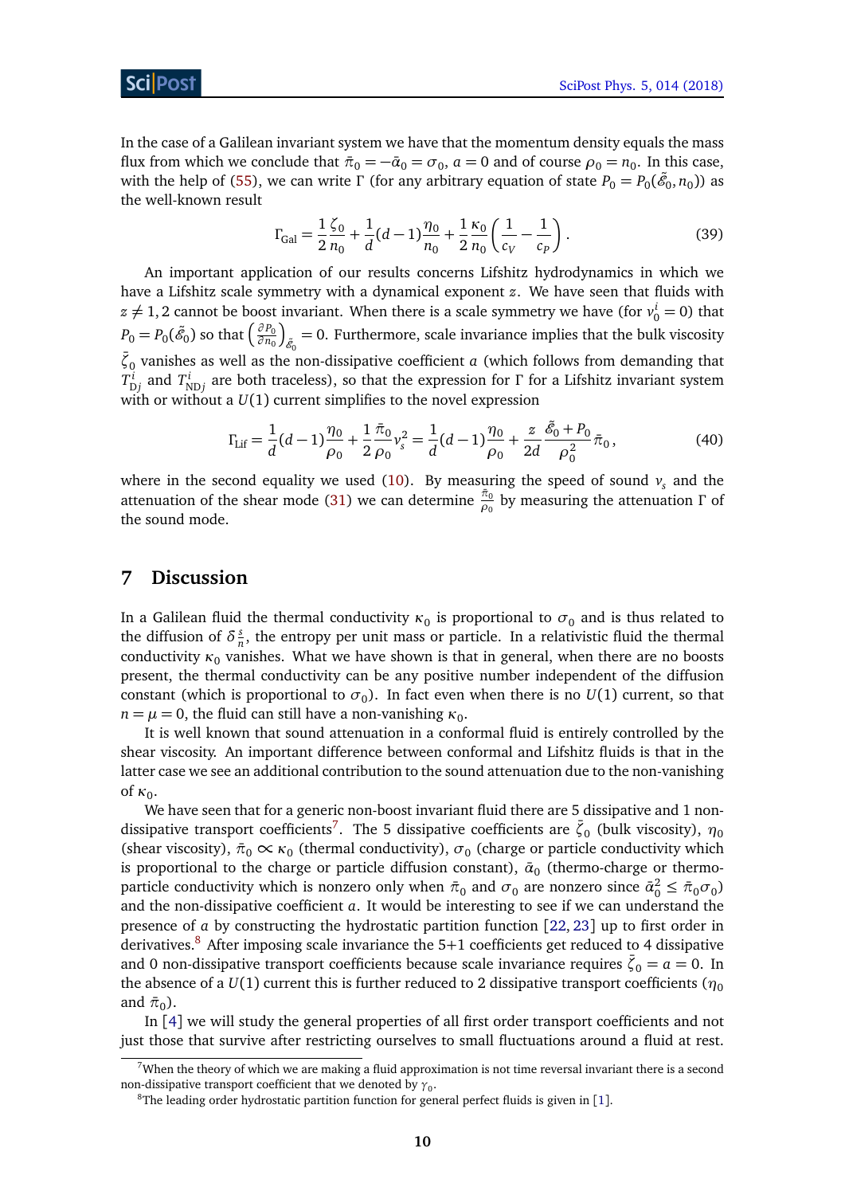In the case of a Galilean invariant system we have that the momentum density equals the mass flux from which we conclude that $\bar{\pi}_0 = -\bar{\alpha}_0 = \sigma_0$, $a = 0$ and of course $\rho_0 = n_0$. In this case, with the help of (55), we can write $\Gamma$ (for any arbitrary equation of state $P_0 = P_0(\tilde{\mathcal{E}}_0, n_0)$) as the well-known result

$$\Gamma_{\text{Gal}} = \frac{1}{2}\frac{\zeta_0}{n_0} + \frac{1}{d}(d-1)\frac{\eta_0}{n_0} + \frac{1}{2}\frac{\kappa_0}{n_0}\left(\frac{1}{c_V} - \frac{1}{c_P}\right). \tag{39}$$

An important application of our results concerns Lifshitz hydrodynamics in which we have a Lifshitz scale symmetry with a dynamical exponent $z$. We have seen that fluids with $z \neq 1, 2$ cannot be boost invariant. When there is a scale symmetry we have (for $v_0^i = 0$) that $P_0 = P_0(\tilde{\mathcal{E}}_0)$ so that $\left(\frac{\partial P_0}{\partial n_0}\right)_{\tilde{\mathcal{E}}_0} = 0$. Furthermore, scale invariance implies that the bulk viscosity $\tilde{\zeta}_0$ vanishes as well as the non-dissipative coefficient $a$ (which follows from demanding that $T^i_{\text{D}j}$ and $T^i_{\text{ND}j}$ are both traceless), so that the expression for $\Gamma$ for a Lifshitz invariant system with or without a $U(1)$ current simplifies to the novel expression

$$\Gamma_{\text{Lif}} = \frac{1}{d}(d-1)\frac{\eta_0}{\rho_0} + \frac{1}{2}\frac{\bar{\pi}_0}{\rho_0}v_s^2 = \frac{1}{d}(d-1)\frac{\eta_0}{\rho_0} + \frac{z}{2d}\frac{\tilde{\mathcal{E}}_0 + P_0}{\rho_0^2}\bar{\pi}_0, \tag{40}$$

where in the second equality we used (10). By measuring the speed of sound $v_s$ and the attenuation of the shear mode (31) we can determine $\frac{\bar{\pi}_0}{\rho_0}$ by measuring the attenuation $\Gamma$ of the sound mode.

## 7 Discussion

In a Galilean fluid the thermal conductivity $\kappa_0$ is proportional to $\sigma_0$ and is thus related to the diffusion of $\delta\frac{s}{n}$, the entropy per unit mass or particle. In a relativistic fluid the thermal conductivity $\kappa_0$ vanishes. What we have shown is that in general, when there are no boosts present, the thermal conductivity can be any positive number independent of the diffusion constant (which is proportional to $\sigma_0$). In fact even when there is no $U(1)$ current, so that $n = \mu = 0$, the fluid can still have a non-vanishing $\kappa_0$.

It is well known that sound attenuation in a conformal fluid is entirely controlled by the shear viscosity. An important difference between conformal and Lifshitz fluids is that in the latter case we see an additional contribution to the sound attenuation due to the non-vanishing of $\kappa_0$.

We have seen that for a generic non-boost invariant fluid there are 5 dissipative and 1 non-dissipative transport coefficients[7]. The 5 dissipative coefficients are $\tilde{\zeta}_0$ (bulk viscosity), $\eta_0$ (shear viscosity), $\bar{\pi}_0 \propto \kappa_0$ (thermal conductivity), $\sigma_0$ (charge or particle conductivity which is proportional to the charge or particle diffusion constant), $\bar{\alpha}_0$ (thermo-charge or thermo-particle conductivity which is nonzero only when $\bar{\pi}_0$ and $\sigma_0$ are nonzero since $\bar{\alpha}_0^2 \leq \bar{\pi}_0\sigma_0$) and the non-dissipative coefficient $a$. It would be interesting to see if we can understand the presence of $a$ by constructing the hydrostatic partition function [22, 23] up to first order in derivatives.[8] After imposing scale invariance the 5+1 coefficients get reduced to 4 dissipative and 0 non-dissipative transport coefficients because scale invariance requires $\tilde{\zeta}_0 = a = 0$. In the absence of a $U(1)$ current this is further reduced to 2 dissipative transport coefficients ($\eta_0$ and $\bar{\pi}_0$).

In [4] we will study the general properties of all first order transport coefficients and not just those that survive after restricting ourselves to small fluctuations around a fluid at rest.

[7] When the theory of which we are making a fluid approximation is not time reversal invariant there is a second non-dissipative transport coefficient that we denoted by $\gamma_0$.

[8] The leading order hydrostatic partition function for general perfect fluids is given in [1].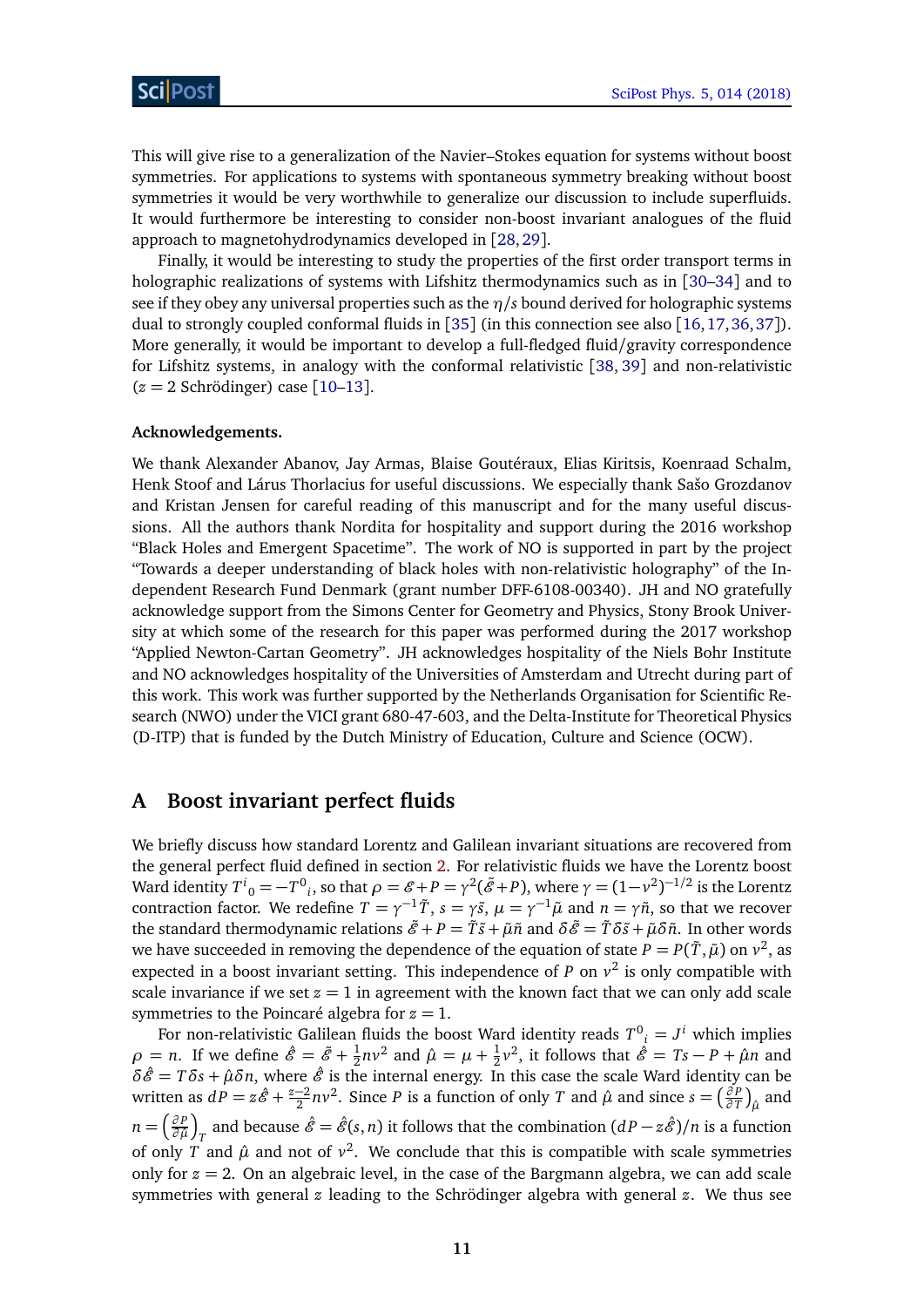This will give rise to a generalization of the Navier–Stokes equation for systems without boost symmetries. For applications to systems with spontaneous symmetry breaking without boost symmetries it would be very worthwhile to generalize our discussion to include superfluids. It would furthermore be interesting to consider non-boost invariant analogues of the fluid approach to magnetohydrodynamics developed in [28, 29].

Finally, it would be interesting to study the properties of the first order transport terms in holographic realizations of systems with Lifshitz thermodynamics such as in [30–34] and to see if they obey any universal properties such as the $\eta/s$ bound derived for holographic systems dual to strongly coupled conformal fluids in [35] (in this connection see also [16, 17, 36, 37]). More generally, it would be important to develop a full-fledged fluid/gravity correspondence for Lifshitz systems, in analogy with the conformal relativistic [38, 39] and non-relativistic ($z = 2$ Schrödinger) case [10–13].

**Acknowledgements.**

We thank Alexander Abanov, Jay Armas, Blaise Goutéraux, Elias Kiritsis, Koenraad Schalm, Henk Stoof and Lárus Thorlacius for useful discussions. We especially thank Sašo Grozdanov and Kristan Jensen for careful reading of this manuscript and for the many useful discussions. All the authors thank Nordita for hospitality and support during the 2016 workshop "Black Holes and Emergent Spacetime". The work of NO is supported in part by the project "Towards a deeper understanding of black holes with non-relativistic holography" of the Independent Research Fund Denmark (grant number DFF-6108-00340). JH and NO gratefully acknowledge support from the Simons Center for Geometry and Physics, Stony Brook University at which some of the research for this paper was performed during the 2017 workshop "Applied Newton-Cartan Geometry". JH acknowledges hospitality of the Niels Bohr Institute and NO acknowledges hospitality of the Universities of Amsterdam and Utrecht during part of this work. This work was further supported by the Netherlands Organisation for Scientific Research (NWO) under the VICI grant 680-47-603, and the Delta-Institute for Theoretical Physics (D-ITP) that is funded by the Dutch Ministry of Education, Culture and Science (OCW).

## A Boost invariant perfect fluids

We briefly discuss how standard Lorentz and Galilean invariant situations are recovered from the general perfect fluid defined in section 2. For relativistic fluids we have the Lorentz boost Ward identity $T^i{}_0 = -T^0{}_i$, so that $\rho = \mathscr{E} + P = \gamma^2(\tilde{\mathscr{E}} + P)$, where $\gamma = (1-v^2)^{-1/2}$ is the Lorentz contraction factor. We redefine $T = \gamma^{-1}\tilde{T}$, $s = \gamma\tilde{s}$, $\mu = \gamma^{-1}\tilde{\mu}$ and $n = \gamma\tilde{n}$, so that we recover the standard thermodynamic relations $\tilde{\mathscr{E}} + P = \tilde{T}\tilde{s} + \tilde{\mu}\tilde{n}$ and $\delta\tilde{\mathscr{E}} = \tilde{T}\delta\tilde{s} + \tilde{\mu}\delta\tilde{n}$. In other words we have succeeded in removing the dependence of the equation of state $P = P(\tilde{T}, \tilde{\mu})$ on $v^2$, as expected in a boost invariant setting. This independence of $P$ on $v^2$ is only compatible with scale invariance if we set $z = 1$ in agreement with the known fact that we can only add scale symmetries to the Poincaré algebra for $z = 1$.

For non-relativistic Galilean fluids the boost Ward identity reads $T^0{}_i = J^i$ which implies $\rho = n$. If we define $\hat{\mathscr{E}} = \tilde{\mathscr{E}} + \frac{1}{2}nv^2$ and $\hat{\mu} = \mu + \frac{1}{2}v^2$, it follows that $\hat{\mathscr{E}} = Ts - P + \hat{\mu}n$ and $\delta\hat{\mathscr{E}} = T\delta s + \hat{\mu}\delta n$, where $\hat{\mathscr{E}}$ is the internal energy. In this case the scale Ward identity can be written as $dP = z\hat{\mathscr{E}} + \frac{z-2}{2}nv^2$. Since $P$ is a function of only $T$ and $\hat{\mu}$ and since $s = \left(\frac{\partial P}{\partial T}\right)_{\hat{\mu}}$ and $n = \left(\frac{\partial P}{\partial \hat{\mu}}\right)_T$ and because $\hat{\mathscr{E}} = \hat{\mathscr{E}}(s, n)$ it follows that the combination $(dP - z\hat{\mathscr{E}})/n$ is a function of only $T$ and $\hat{\mu}$ and not of $v^2$. We conclude that this is compatible with scale symmetries only for $z = 2$. On an algebraic level, in the case of the Bargmann algebra, we can add scale symmetries with general $z$ leading to the Schrödinger algebra with general $z$. We thus see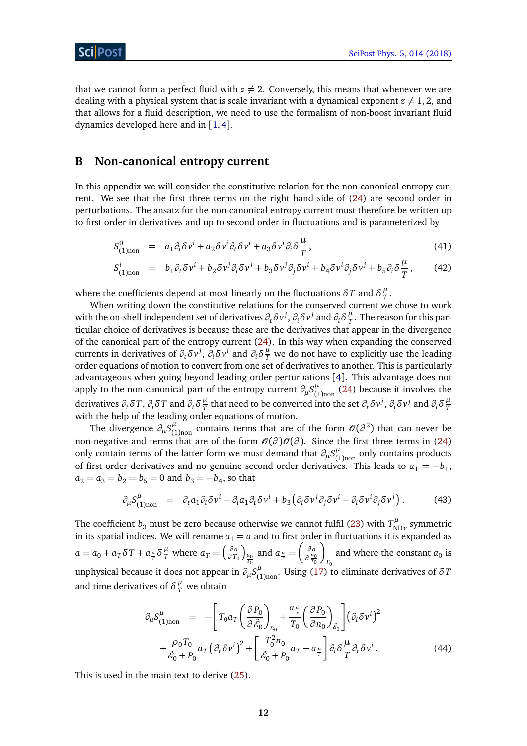that we cannot form a perfect fluid with $z \neq 2$. Conversely, this means that whenever we are dealing with a physical system that is scale invariant with a dynamical exponent $z \neq 1, 2$, and that allows for a fluid description, we need to use the formalism of non-boost invariant fluid dynamics developed here and in [1, 4].

## B Non-canonical entropy current

In this appendix we will consider the constitutive relation for the non-canonical entropy current. We see that the first three terms on the right hand side of (24) are second order in perturbations. The ansatz for the non-canonical entropy current must therefore be written up to first order in derivatives and up to second order in fluctuations and is parameterized by

$$S^0_{(1)\text{non}} = a_1 \partial_i \delta v^i + a_2 \delta v^i \partial_t \delta v^i + a_3 \delta v^i \partial_i \delta \frac{\mu}{T}, \tag{41}$$

$$S^i_{(1)\text{non}} = b_1 \partial_t \delta v^i + b_2 \delta v^j \partial_i \delta v^j + b_3 \delta v^j \partial_j \delta v^i + b_4 \delta v^i \partial_j \delta v^j + b_5 \partial_i \delta \frac{\mu}{T}, \tag{42}$$

where the coefficients depend at most linearly on the fluctuations $\delta T$ and $\delta \frac{\mu}{T}$.

When writing down the constitutive relations for the conserved current we chose to work with the on-shell independent set of derivatives $\partial_t \delta v^j$, $\partial_i \delta v^j$ and $\partial_i \delta \frac{\mu}{T}$. The reason for this particular choice of derivatives is because these are the derivatives that appear in the divergence of the canonical part of the entropy current (24). In this way when expanding the conserved currents in derivatives of $\partial_t \delta v^j$, $\partial_i \delta v^j$ and $\partial_i \delta \frac{\mu}{T}$ we do not have to explicitly use the leading order equations of motion to convert from one set of derivatives to another. This is particularly advantageous when going beyond leading order perturbations [4]. This advantage does not apply to the non-canonical part of the entropy current $\partial_\mu S^\mu_{(1)\text{non}}$ (24) because it involves the derivatives $\partial_t \delta T$, $\partial_i \delta T$ and $\partial_t \delta \frac{\mu}{T}$ that need to be converted into the set $\partial_t \delta v^j$, $\partial_i \delta v^j$ and $\partial_i \delta \frac{\mu}{T}$ with the help of the leading order equations of motion.

The divergence $\partial_\mu S^\mu_{(1)\text{non}}$ contains terms that are of the form $\mathcal{O}(\partial^2)$ that can never be non-negative and terms that are of the form $\mathcal{O}(\partial)\mathcal{O}(\partial)$. Since the first three terms in (24) only contain terms of the latter form we must demand that $\partial_\mu S^\mu_{(1)\text{non}}$ only contains products of first order derivatives and no genuine second order derivatives. This leads to $a_1 = -b_1$, $a_2 = a_3 = b_2 = b_5 = 0$ and $b_3 = -b_4$, so that

$$\partial_\mu S^\mu_{(1)\text{non}} = \partial_t a_1 \partial_i \delta v^i - \partial_i a_1 \partial_t \delta v^i + b_3 \left( \partial_i \delta v^j \partial_j \delta v^i - \partial_i \delta v^i \partial_j \delta v^j \right). \tag{43}$$

The coefficient $b_3$ must be zero because otherwise we cannot fulfil (23) with $T^\mu_{\text{ND}\,\nu}$ symmetric in its spatial indices. We will rename $a_1 = a$ and to first order in fluctuations it is expanded as $a = a_0 + a_T \delta T + a_{\frac{\mu}{T}} \delta \frac{\mu}{T}$ where $a_T = \left( \frac{\partial a}{\partial T_0} \right)_{\frac{\mu_0}{T_0}}$ and $a_{\frac{\mu}{T}} = \left( \frac{\partial a}{\partial \frac{\mu_0}{T_0}} \right)_{T_0}$ and where the constant $a_0$ is unphysical because it does not appear in $\partial_\mu S^\mu_{(1)\text{non}}$. Using (17) to eliminate derivatives of $\delta T$ and time derivatives of $\delta \frac{\mu}{T}$ we obtain

$$\begin{aligned}
\partial_\mu S^\mu_{(1)\text{non}} &= -\left[ T_0 a_T \left( \frac{\partial P_0}{\partial \tilde{\mathcal{E}}_0} \right)_{n_0} + \frac{a_{\frac{\mu}{T}}}{T_0} \left( \frac{\partial P_0}{\partial n_0} \right)_{\tilde{\mathcal{E}}_0} \right] \left( \partial_i \delta v^i \right)^2 \\
&\quad + \frac{\rho_0 T_0}{\tilde{\mathcal{E}}_0 + P_0} a_T \left( \partial_t \delta v^i \right)^2 + \left[ \frac{T_0^2 n_0}{\tilde{\mathcal{E}}_0 + P_0} a_T - a_{\frac{\mu}{T}} \right] \partial_i \delta \frac{\mu}{T} \partial_t \delta v^i .
\end{aligned} \tag{44}$$

This is used in the main text to derive (25).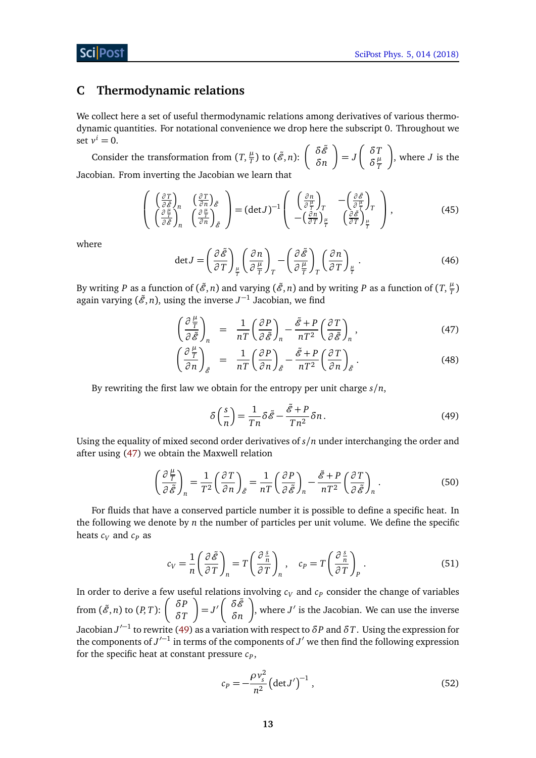## C Thermodynamic relations

We collect here a set of useful thermodynamic relations among derivatives of various thermodynamic quantities. For notational convenience we drop here the subscript 0. Throughout we set $v^i = 0$.

Consider the transformation from $(T, \frac{\mu}{T})$ to $(\tilde{\mathcal{E}}, n)$: $\begin{pmatrix} \delta\tilde{\mathcal{E}} \\ \delta n \end{pmatrix} = J \begin{pmatrix} \delta T \\ \delta \frac{\mu}{T} \end{pmatrix}$, where $J$ is the Jacobian. From inverting the Jacobian we learn that

$$\begin{pmatrix} \left(\frac{\partial T}{\partial \tilde{\mathcal{E}}}\right)_n & \left(\frac{\partial T}{\partial n}\right)_{\tilde{\mathcal{E}}} \\ \left(\frac{\partial \frac{\mu}{T}}{\partial \tilde{\mathcal{E}}}\right)_n & \left(\frac{\partial \frac{\mu}{T}}{\partial n}\right)_{\tilde{\mathcal{E}}} \end{pmatrix} = (\det J)^{-1} \begin{pmatrix} \left(\frac{\partial n}{\partial \frac{\mu}{T}}\right)_T & -\left(\frac{\partial \tilde{\mathcal{E}}}{\partial \frac{\mu}{T}}\right)_T \\ -\left(\frac{\partial n}{\partial T}\right)_{\frac{\mu}{T}} & \left(\frac{\partial \tilde{\mathcal{E}}}{\partial T}\right)_{\frac{\mu}{T}} \end{pmatrix}, \tag{45}$$

where

$$\det J = \left(\frac{\partial \tilde{\mathcal{E}}}{\partial T}\right)_{\frac{\mu}{T}} \left(\frac{\partial n}{\partial \frac{\mu}{T}}\right)_T - \left(\frac{\partial \tilde{\mathcal{E}}}{\partial \frac{\mu}{T}}\right)_T \left(\frac{\partial n}{\partial T}\right)_{\frac{\mu}{T}}. \tag{46}$$

By writing $P$ as a function of $(\tilde{\mathcal{E}}, n)$ and varying $(\tilde{\mathcal{E}}, n)$ and by writing $P$ as a function of $(T, \frac{\mu}{T})$ again varying $(\tilde{\mathcal{E}}, n)$, using the inverse $J^{-1}$ Jacobian, we find

$$\left(\frac{\partial \frac{\mu}{T}}{\partial \tilde{\mathcal{E}}}\right)_n = \frac{1}{nT}\left(\frac{\partial P}{\partial \tilde{\mathcal{E}}}\right)_n - \frac{\tilde{\mathcal{E}} + P}{nT^2}\left(\frac{\partial T}{\partial \tilde{\mathcal{E}}}\right)_n, \tag{47}$$

$$\left(\frac{\partial \frac{\mu}{T}}{\partial n}\right)_{\tilde{\mathcal{E}}} = \frac{1}{nT}\left(\frac{\partial P}{\partial n}\right)_{\tilde{\mathcal{E}}} - \frac{\tilde{\mathcal{E}} + P}{nT^2}\left(\frac{\partial T}{\partial n}\right)_{\tilde{\mathcal{E}}}. \tag{48}$$

By rewriting the first law we obtain for the entropy per unit charge $s/n$,

$$\delta\left(\frac{s}{n}\right) = \frac{1}{Tn}\delta\tilde{\mathcal{E}} - \frac{\tilde{\mathcal{E}} + P}{Tn^2}\delta n. \tag{49}$$

Using the equality of mixed second order derivatives of $s/n$ under interchanging the order and after using (47) we obtain the Maxwell relation

$$\left(\frac{\partial \frac{\mu}{T}}{\partial \tilde{\mathcal{E}}}\right)_n = \frac{1}{T^2}\left(\frac{\partial T}{\partial n}\right)_{\tilde{\mathcal{E}}} = \frac{1}{nT}\left(\frac{\partial P}{\partial \tilde{\mathcal{E}}}\right)_n - \frac{\tilde{\mathcal{E}} + P}{nT^2}\left(\frac{\partial T}{\partial \tilde{\mathcal{E}}}\right)_n. \tag{50}$$

For fluids that have a conserved particle number it is possible to define a specific heat. In the following we denote by $n$ the number of particles per unit volume. We define the specific heats $c_V$ and $c_P$ as

$$c_V = \frac{1}{n}\left(\frac{\partial \tilde{\mathcal{E}}}{\partial T}\right)_n = T\left(\frac{\partial \frac{s}{n}}{\partial T}\right)_n, \quad c_P = T\left(\frac{\partial \frac{s}{n}}{\partial T}\right)_P. \tag{51}$$

In order to derive a few useful relations involving $c_V$ and $c_P$ consider the change of variables from $(\tilde{\mathcal{E}}, n)$ to $(P, T)$: $\begin{pmatrix} \delta P \\ \delta T \end{pmatrix} = J' \begin{pmatrix} \delta\tilde{\mathcal{E}} \\ \delta n \end{pmatrix}$, where $J'$ is the Jacobian. We can use the inverse Jacobian $J'^{-1}$ to rewrite (49) as a variation with respect to $\delta P$ and $\delta T$. Using the expression for the components of $J'^{-1}$ in terms of the components of $J'$ we then find the following expression for the specific heat at constant pressure $c_P$,

$$c_P = -\frac{\rho v_s^2}{n^2}\left(\det J'\right)^{-1}, \tag{52}$$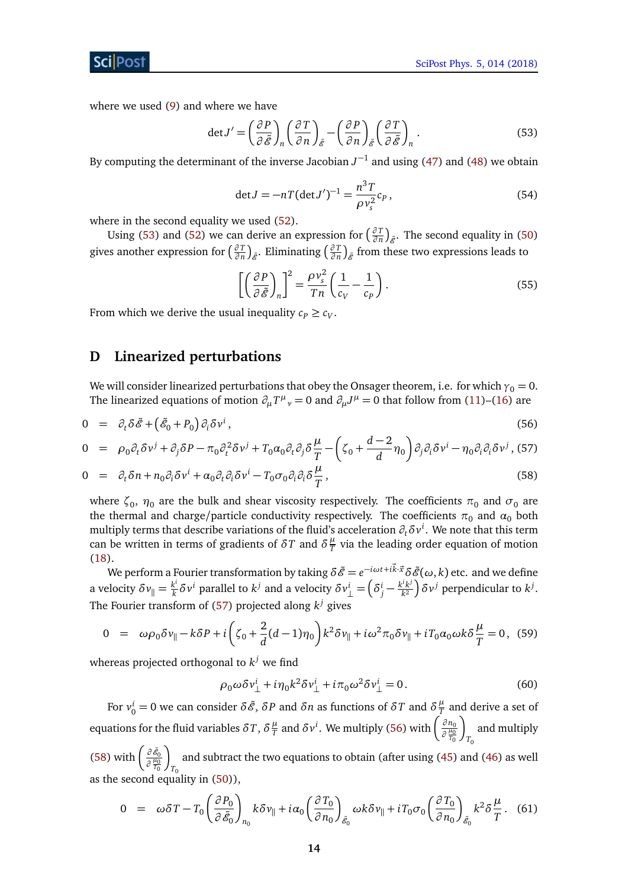where we used (9) and where we have

$$\det J' = \left(\frac{\partial P}{\partial \tilde{\mathscr{E}}}\right)_n \left(\frac{\partial T}{\partial n}\right)_{\tilde{\mathscr{E}}} - \left(\frac{\partial P}{\partial n}\right)_{\tilde{\mathscr{E}}} \left(\frac{\partial T}{\partial \tilde{\mathscr{E}}}\right)_n . \tag{53}$$

By computing the determinant of the inverse Jacobian $J^{-1}$ and using (47) and (48) we obtain

$$\det J = -nT(\det J')^{-1} = \frac{n^3 T}{\rho v_s^2} c_P , \tag{54}$$

where in the second equality we used (52).

Using (53) and (52) we can derive an expression for $\left(\frac{\partial T}{\partial n}\right)_{\tilde{\mathscr{E}}}$. The second equality in (50) gives another expression for $\left(\frac{\partial T}{\partial n}\right)_{\tilde{\mathscr{E}}}$. Eliminating $\left(\frac{\partial T}{\partial n}\right)_{\tilde{\mathscr{E}}}$ from these two expressions leads to

$$\left[\left(\frac{\partial P}{\partial \tilde{\mathscr{E}}}\right)_n\right]^2 = \frac{\rho v_s^2}{Tn}\left(\frac{1}{c_V} - \frac{1}{c_P}\right) . \tag{55}$$

From which we derive the usual inequality $c_P \geq c_V$.

## D Linearized perturbations

We will consider linearized perturbations that obey the Onsager theorem, i.e. for which $\gamma_0 = 0$. The linearized equations of motion $\partial_\mu T^\mu{}_\nu = 0$ and $\partial_\mu J^\mu = 0$ that follow from (11)–(16) are

$$0 = \partial_t \delta\tilde{\mathscr{E}} + \left(\tilde{\mathscr{E}}_0 + P_0\right)\partial_i \delta v^i , \tag{56}$$

$$0 = \rho_0 \partial_t \delta v^j + \partial_j \delta P - \pi_0 \partial_t^2 \delta v^j + T_0 \alpha_0 \partial_t \partial_j \delta\frac{\mu}{T} - \left(\zeta_0 + \frac{d-2}{d}\eta_0\right)\partial_j \partial_i \delta v^i - \eta_0 \partial_i \partial_i \delta v^j , \tag{57}$$

$$0 = \partial_t \delta n + n_0 \partial_i \delta v^i + \alpha_0 \partial_t \partial_i \delta v^i - T_0 \sigma_0 \partial_i \partial_i \delta\frac{\mu}{T} , \tag{58}$$

where $\zeta_0$, $\eta_0$ are the bulk and shear viscosity respectively. The coefficients $\pi_0$ and $\sigma_0$ are the thermal and charge/particle conductivity respectively. The coefficients $\pi_0$ and $\alpha_0$ both multiply terms that describe variations of the fluid's acceleration $\partial_t \delta v^i$. We note that this term can be written in terms of gradients of $\delta T$ and $\delta\frac{\mu}{T}$ via the leading order equation of motion (18).

We perform a Fourier transformation by taking $\delta\tilde{\mathscr{E}} = e^{-i\omega t + i\vec{k}\cdot\vec{x}}\delta\tilde{\mathscr{E}}(\omega, k)$ etc. and we define a velocity $\delta v_\parallel = \frac{k^i}{k}\delta v^i$ parallel to $k^j$ and a velocity $\delta v_\perp^i = \left(\delta^i_j - \frac{k^i k^j}{k^2}\right)\delta v^j$ perpendicular to $k^j$. The Fourier transform of (57) projected along $k^j$ gives

$$0 = \omega\rho_0 \delta v_\parallel - k\delta P + i\left(\zeta_0 + \frac{2}{d}(d-1)\eta_0\right)k^2 \delta v_\parallel + i\omega^2 \pi_0 \delta v_\parallel + iT_0 \alpha_0 \omega k \delta\frac{\mu}{T} = 0 , \tag{59}$$

whereas projected orthogonal to $k^j$ we find

$$\rho_0 \omega \delta v_\perp^i + i\eta_0 k^2 \delta v_\perp^i + i\pi_0 \omega^2 \delta v_\perp^i = 0 . \tag{60}$$

For $v_0^i = 0$ we can consider $\delta\tilde{\mathscr{E}}$, $\delta P$ and $\delta n$ as functions of $\delta T$ and $\delta\frac{\mu}{T}$ and derive a set of equations for the fluid variables $\delta T$, $\delta\frac{\mu}{T}$ and $\delta v^i$. We multiply (56) with $\left(\frac{\partial n_0}{\partial \frac{\mu_0}{T_0}}\right)_{T_0}$ and multiply (58) with $\left(\frac{\partial \tilde{\mathscr{E}}_0}{\partial \frac{\mu_0}{T_0}}\right)_{T_0}$ and subtract the two equations to obtain (after using (45) and (46) as well as the second equality in (50)),

$$0 = \omega\delta T - T_0\left(\frac{\partial P_0}{\partial \tilde{\mathscr{E}}_0}\right)_{n_0} k\delta v_\parallel + i\alpha_0\left(\frac{\partial T_0}{\partial n_0}\right)_{\tilde{\mathscr{E}}_0} \omega k \delta v_\parallel + iT_0 \sigma_0 \left(\frac{\partial T_0}{\partial n_0}\right)_{\tilde{\mathscr{E}}_0} k^2 \delta\frac{\mu}{T} . \tag{61}$$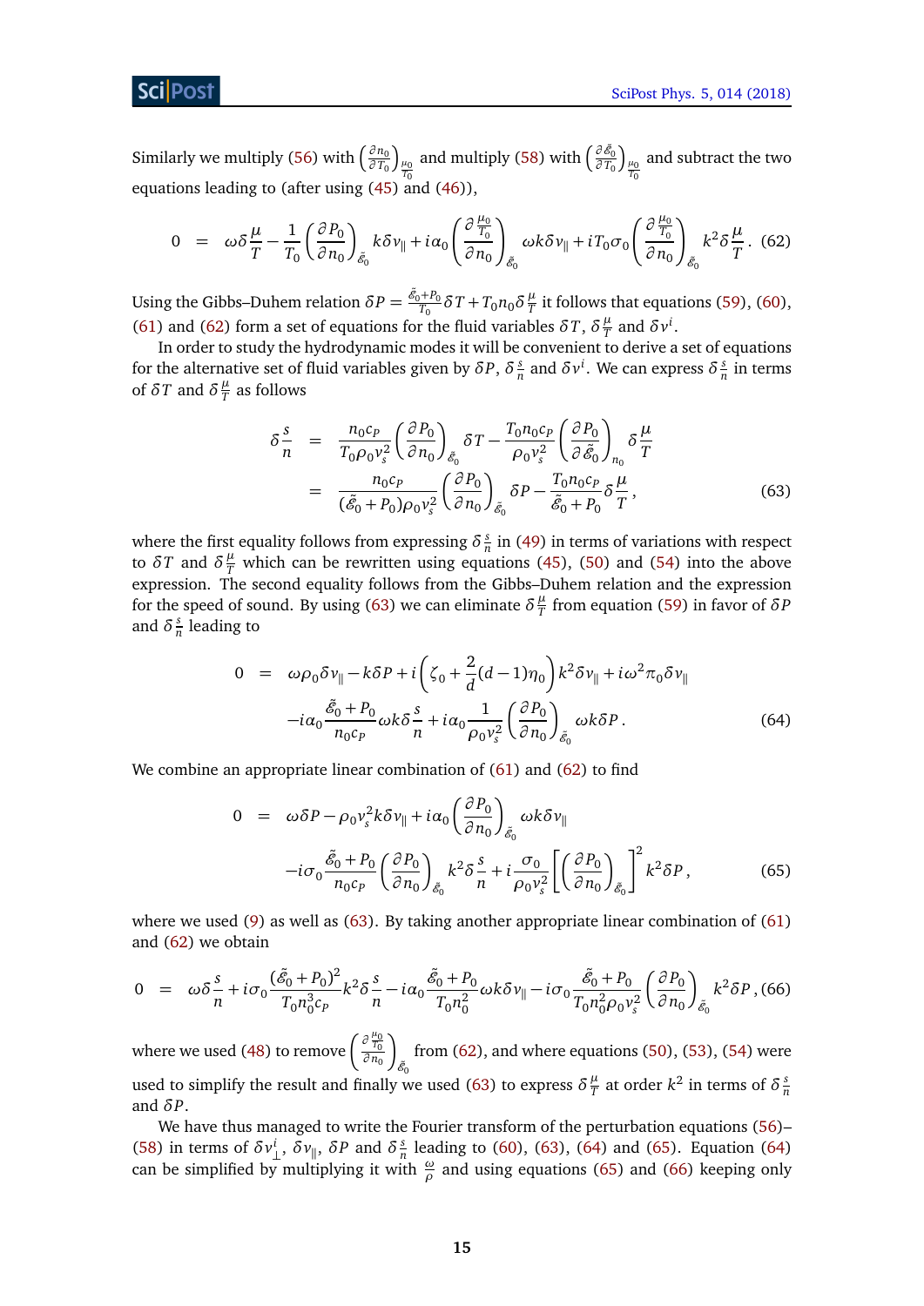Similarly we multiply (56) with $\left(\frac{\partial n_0}{\partial T_0}\right)_{\frac{\mu_0}{T_0}}$ and multiply (58) with $\left(\frac{\partial \tilde{\mathcal{E}}_0}{\partial T_0}\right)_{\frac{\mu_0}{T_0}}$ and subtract the two equations leading to (after using (45) and (46)),

$$0 \;=\; \omega\delta\frac{\mu}{T} - \frac{1}{T_0}\left(\frac{\partial P_0}{\partial n_0}\right)_{\tilde{\mathcal{E}}_0} k\delta v_\parallel + i\alpha_0\left(\frac{\partial \frac{\mu_0}{T_0}}{\partial n_0}\right)_{\tilde{\mathcal{E}}_0}\omega k\delta v_\parallel + iT_0\sigma_0\left(\frac{\partial \frac{\mu_0}{T_0}}{\partial n_0}\right)_{\tilde{\mathcal{E}}_0} k^2\delta\frac{\mu}{T}\,. \tag{62}$$

Using the Gibbs–Duhem relation $\delta P = \frac{\tilde{\mathcal{E}}_0+P_0}{T_0}\delta T + T_0 n_0\delta\frac{\mu}{T}$ it follows that equations (59), (60), (61) and (62) form a set of equations for the fluid variables $\delta T$, $\delta\frac{\mu}{T}$ and $\delta v^i$.

In order to study the hydrodynamic modes it will be convenient to derive a set of equations for the alternative set of fluid variables given by $\delta P$, $\delta\frac{s}{n}$ and $\delta v^i$. We can express $\delta\frac{s}{n}$ in terms of $\delta T$ and $\delta\frac{\mu}{T}$ as follows

$$\begin{aligned}
\delta\frac{s}{n} &= \frac{n_0 c_P}{T_0\rho_0 v_s^2}\left(\frac{\partial P_0}{\partial n_0}\right)_{\tilde{\mathcal{E}}_0}\delta T - \frac{T_0 n_0 c_P}{\rho_0 v_s^2}\left(\frac{\partial P_0}{\partial \tilde{\mathcal{E}}_0}\right)_{n_0}\delta\frac{\mu}{T} \\
&= \frac{n_0 c_P}{(\tilde{\mathcal{E}}_0+P_0)\rho_0 v_s^2}\left(\frac{\partial P_0}{\partial n_0}\right)_{\tilde{\mathcal{E}}_0}\delta P - \frac{T_0 n_0 c_P}{\tilde{\mathcal{E}}_0+P_0}\delta\frac{\mu}{T}\,,
\end{aligned} \tag{63}$$

where the first equality follows from expressing $\delta\frac{s}{n}$ in (49) in terms of variations with respect to $\delta T$ and $\delta\frac{\mu}{T}$ which can be rewritten using equations (45), (50) and (54) into the above expression. The second equality follows from the Gibbs–Duhem relation and the expression for the speed of sound. By using (63) we can eliminate $\delta\frac{\mu}{T}$ from equation (59) in favor of $\delta P$ and $\delta\frac{s}{n}$ leading to

$$\begin{aligned}
0 \;=\;& \omega\rho_0\delta v_\parallel - k\delta P + i\left(\zeta_0 + \frac{2}{d}(d-1)\eta_0\right)k^2\delta v_\parallel + i\omega^2\pi_0\delta v_\parallel \\
&-i\alpha_0\frac{\tilde{\mathcal{E}}_0+P_0}{n_0 c_P}\omega k\delta\frac{s}{n} + i\alpha_0\frac{1}{\rho_0 v_s^2}\left(\frac{\partial P_0}{\partial n_0}\right)_{\tilde{\mathcal{E}}_0}\omega k\delta P\,.
\end{aligned} \tag{64}$$

We combine an appropriate linear combination of (61) and (62) to find

$$\begin{aligned}
0 \;=\;& \omega\delta P - \rho_0 v_s^2 k\delta v_\parallel + i\alpha_0\left(\frac{\partial P_0}{\partial n_0}\right)_{\tilde{\mathcal{E}}_0}\omega k\delta v_\parallel \\
&-i\sigma_0\frac{\tilde{\mathcal{E}}_0+P_0}{n_0 c_P}\left(\frac{\partial P_0}{\partial n_0}\right)_{\tilde{\mathcal{E}}_0}k^2\delta\frac{s}{n} + i\frac{\sigma_0}{\rho_0 v_s^2}\left[\left(\frac{\partial P_0}{\partial n_0}\right)_{\tilde{\mathcal{E}}_0}\right]^2 k^2\delta P\,,
\end{aligned} \tag{65}$$

where we used (9) as well as (63). By taking another appropriate linear combination of (61) and (62) we obtain

$$0 \;=\; \omega\delta\frac{s}{n} + i\sigma_0\frac{(\tilde{\mathcal{E}}_0+P_0)^2}{T_0 n_0^3 c_P}k^2\delta\frac{s}{n} - i\alpha_0\frac{\tilde{\mathcal{E}}_0+P_0}{T_0 n_0^2}\omega k\delta v_\parallel - i\sigma_0\frac{\tilde{\mathcal{E}}_0+P_0}{T_0 n_0^2\rho_0 v_s^2}\left(\frac{\partial P_0}{\partial n_0}\right)_{\tilde{\mathcal{E}}_0}k^2\delta P\,, \tag{66}$$

where we used (48) to remove $\left(\frac{\partial \frac{\mu_0}{T_0}}{\partial n_0}\right)_{\tilde{\mathcal{E}}_0}$ from (62), and where equations (50), (53), (54) were used to simplify the result and finally we used (63) to express $\delta\frac{\mu}{T}$ at order $k^2$ in terms of $\delta\frac{s}{n}$ and $\delta P$.

We have thus managed to write the Fourier transform of the perturbation equations (56)–(58) in terms of $\delta v_\perp^i$, $\delta v_\parallel$, $\delta P$ and $\delta\frac{s}{n}$ leading to (60), (63), (64) and (65). Equation (64) can be simplified by multiplying it with $\frac{\omega}{\rho}$ and using equations (65) and (66) keeping only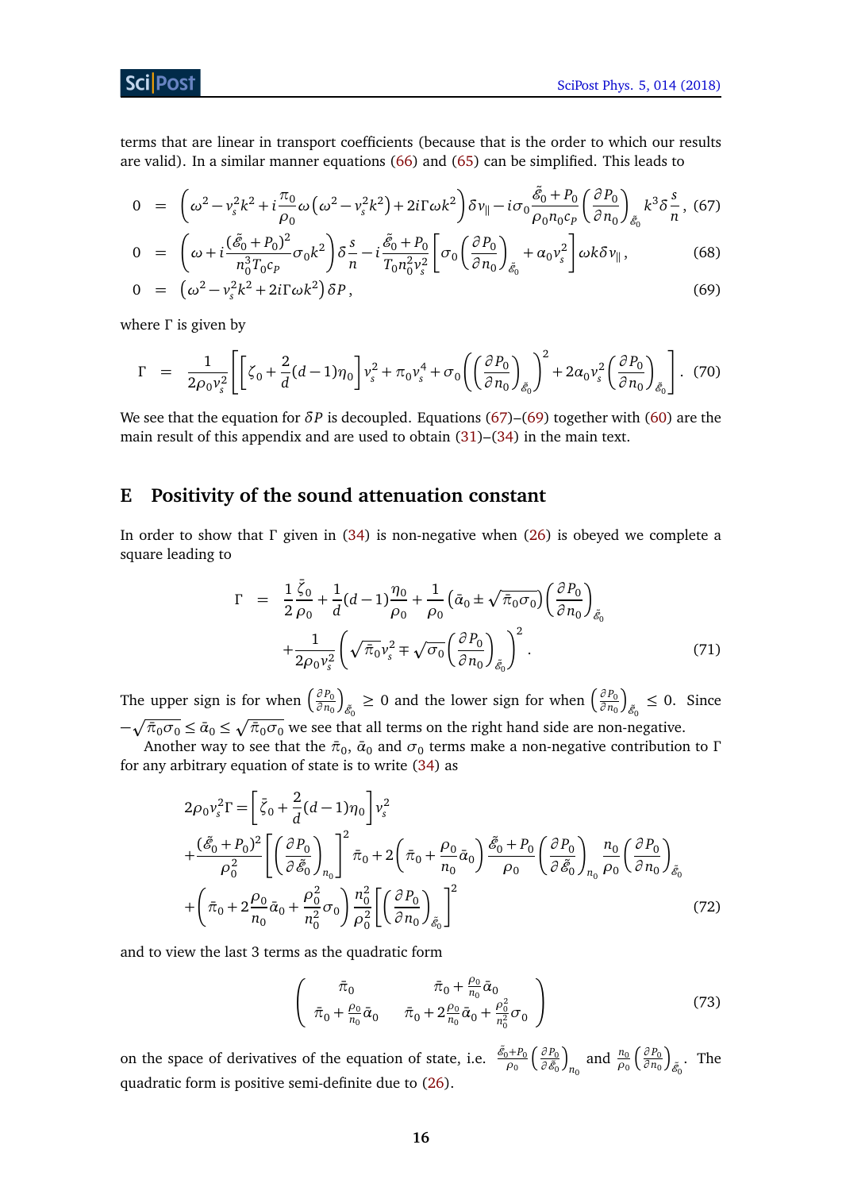terms that are linear in transport coefficients (because that is the order to which our results are valid). In a similar manner equations (66) and (65) can be simplified. This leads to

$$0 = \left(\omega^2 - v_s^2 k^2 + i\frac{\pi_0}{\rho_0}\omega\left(\omega^2 - v_s^2 k^2\right) + 2i\Gamma\omega k^2\right)\delta v_\parallel - i\sigma_0 \frac{\tilde{\mathcal{E}}_0 + P_0}{\rho_0 n_0 c_P}\left(\frac{\partial P_0}{\partial n_0}\right)_{\tilde{\mathcal{E}}_0} k^3 \delta\frac{s}{n}, \tag{67}$$

$$0 = \left(\omega + i\frac{(\tilde{\mathcal{E}}_0 + P_0)^2}{n_0^3 T_0 c_P}\sigma_0 k^2\right)\delta\frac{s}{n} - i\frac{\tilde{\mathcal{E}}_0 + P_0}{T_0 n_0^2 v_s^2}\left[\sigma_0\left(\frac{\partial P_0}{\partial n_0}\right)_{\tilde{\mathcal{E}}_0} + \alpha_0 v_s^2\right]\omega k \delta v_\parallel, \tag{68}$$

$$0 = \left(\omega^2 - v_s^2 k^2 + 2i\Gamma\omega k^2\right)\delta P, \tag{69}$$

where $\Gamma$ is given by

$$\Gamma = \frac{1}{2\rho_0 v_s^2}\left[\left[\zeta_0 + \frac{2}{d}(d-1)\eta_0\right]v_s^2 + \pi_0 v_s^4 + \sigma_0\left(\left(\frac{\partial P_0}{\partial n_0}\right)_{\tilde{\mathcal{E}}_0}\right)^2 + 2\alpha_0 v_s^2\left(\frac{\partial P_0}{\partial n_0}\right)_{\tilde{\mathcal{E}}_0}\right]. \tag{70}$$

We see that the equation for $\delta P$ is decoupled. Equations (67)–(69) together with (60) are the main result of this appendix and are used to obtain (31)–(34) in the main text.

## E Positivity of the sound attenuation constant

In order to show that $\Gamma$ given in (34) is non-negative when (26) is obeyed we complete a square leading to

$$\begin{aligned}\Gamma = \; & \frac{1}{2}\frac{\bar{\zeta}_0}{\rho_0} + \frac{1}{d}(d-1)\frac{\eta_0}{\rho_0} + \frac{1}{\rho_0}\left(\bar{\alpha}_0 \pm \sqrt{\bar{\pi}_0\sigma_0}\right)\left(\frac{\partial P_0}{\partial n_0}\right)_{\tilde{\mathcal{E}}_0} \\ & + \frac{1}{2\rho_0 v_s^2}\left(\sqrt{\bar{\pi}_0}v_s^2 \mp \sqrt{\sigma_0}\left(\frac{\partial P_0}{\partial n_0}\right)_{\tilde{\mathcal{E}}_0}\right)^2. \end{aligned} \tag{71}$$

The upper sign is for when $\left(\frac{\partial P_0}{\partial n_0}\right)_{\tilde{\mathcal{E}}_0} \geq 0$ and the lower sign for when $\left(\frac{\partial P_0}{\partial n_0}\right)_{\tilde{\mathcal{E}}_0} \leq 0$. Since $-\sqrt{\bar{\pi}_0\sigma_0} \leq \bar{\alpha}_0 \leq \sqrt{\bar{\pi}_0\sigma_0}$ we see that all terms on the right hand side are non-negative.

Another way to see that the $\bar{\pi}_0$, $\bar{\alpha}_0$ and $\sigma_0$ terms make a non-negative contribution to $\Gamma$ for any arbitrary equation of state is to write (34) as

$$\begin{aligned} 2\rho_0 v_s^2\Gamma = & \left[\bar{\zeta}_0 + \frac{2}{d}(d-1)\eta_0\right]v_s^2 \\ & + \frac{(\tilde{\mathcal{E}}_0 + P_0)^2}{\rho_0^2}\left[\left(\frac{\partial P_0}{\partial \tilde{\mathcal{E}}_0}\right)_{n_0}\right]^2\bar{\pi}_0 + 2\left(\bar{\pi}_0 + \frac{\rho_0}{n_0}\bar{\alpha}_0\right)\frac{\tilde{\mathcal{E}}_0 + P_0}{\rho_0}\left(\frac{\partial P_0}{\partial \tilde{\mathcal{E}}_0}\right)_{n_0}\frac{n_0}{\rho_0}\left(\frac{\partial P_0}{\partial n_0}\right)_{\tilde{\mathcal{E}}_0} \\ & + \left(\bar{\pi}_0 + 2\frac{\rho_0}{n_0}\bar{\alpha}_0 + \frac{\rho_0^2}{n_0^2}\sigma_0\right)\frac{n_0^2}{\rho_0^2}\left[\left(\frac{\partial P_0}{\partial n_0}\right)_{\tilde{\mathcal{E}}_0}\right]^2 \end{aligned} \tag{72}$$

and to view the last 3 terms as the quadratic form

$$\begin{pmatrix} \bar{\pi}_0 & \bar{\pi}_0 + \frac{\rho_0}{n_0}\bar{\alpha}_0 \\ \bar{\pi}_0 + \frac{\rho_0}{n_0}\bar{\alpha}_0 & \bar{\pi}_0 + 2\frac{\rho_0}{n_0}\bar{\alpha}_0 + \frac{\rho_0^2}{n_0^2}\sigma_0 \end{pmatrix} \tag{73}$$

on the space of derivatives of the equation of state, i.e. $\frac{\tilde{\mathcal{E}}_0 + P_0}{\rho_0}\left(\frac{\partial P_0}{\partial \tilde{\mathcal{E}}_0}\right)_{n_0}$ and $\frac{n_0}{\rho_0}\left(\frac{\partial P_0}{\partial n_0}\right)_{\tilde{\mathcal{E}}_0}$. The quadratic form is positive semi-definite due to (26).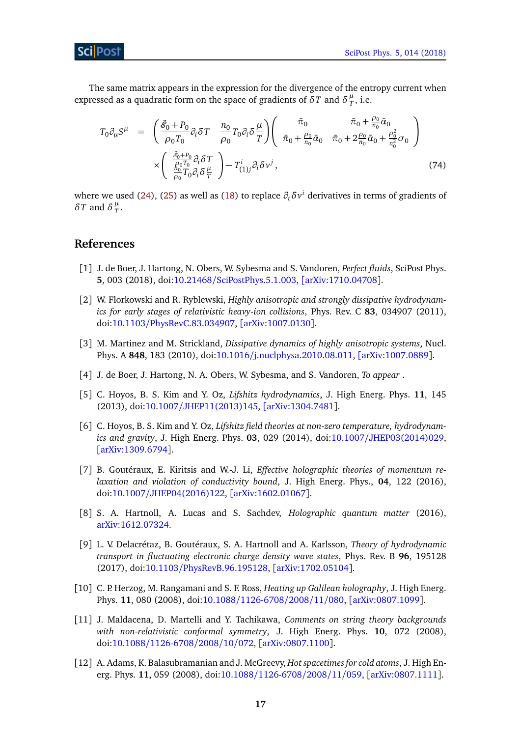The same matrix appears in the expression for the divergence of the entropy current when expressed as a quadratic form on the space of gradients of $\delta T$ and $\delta \frac{\mu}{T}$, i.e.

$$
\begin{aligned}
T_0 \partial_\mu S^\mu \;=\; & \left( \frac{\tilde{\mathcal{E}}_0 + P_0}{\rho_0 T_0} \partial_i \delta T \quad \frac{n_0}{\rho_0} T_0 \partial_i \delta \frac{\mu}{T} \right) \begin{pmatrix} \bar{\pi}_0 & \bar{\pi}_0 + \frac{\rho_0}{n_0}\bar{\alpha}_0 \\ \bar{\pi}_0 + \frac{\rho_0}{n_0}\bar{\alpha}_0 & \bar{\pi}_0 + 2\frac{\rho_0}{n_0}\bar{\alpha}_0 + \frac{\rho_0^2}{n_0^2}\sigma_0 \end{pmatrix} \\
& \times \begin{pmatrix} \frac{\tilde{\mathcal{E}}_0 + P_0}{\rho_0 T_0} \partial_i \delta T \\ \frac{n_0}{\rho_0} T_0 \partial_i \delta \frac{\mu}{T} \end{pmatrix} - T^i_{(1)j} \partial_i \delta v^j \,,
\end{aligned} \tag{74}
$$

where we used (24), (25) as well as (18) to replace $\partial_t \delta v^i$ derivatives in terms of gradients of $\delta T$ and $\delta \frac{\mu}{T}$.

## References

[1] J. de Boer, J. Hartong, N. Obers, W. Sybesma and S. Vandoren, *Perfect fluids*, SciPost Phys. **5**, 003 (2018), doi:10.21468/SciPostPhys.5.1.003, [arXiv:1710.04708].

[2] W. Florkowski and R. Ryblewski, *Highly anisotropic and strongly dissipative hydrodynamics for early stages of relativistic heavy-ion collisions*, Phys. Rev. C **83**, 034907 (2011), doi:10.1103/PhysRevC.83.034907, [arXiv:1007.0130].

[3] M. Martinez and M. Strickland, *Dissipative dynamics of highly anisotropic systems*, Nucl. Phys. A **848**, 183 (2010), doi:10.1016/j.nuclphysa.2010.08.011, [arXiv:1007.0889].

[4] J. de Boer, J. Hartong, N. A. Obers, W. Sybesma, and S. Vandoren, *To appear* .

[5] C. Hoyos, B. S. Kim and Y. Oz, *Lifshitz hydrodynamics*, J. High Energ. Phys. **11**, 145 (2013), doi:10.1007/JHEP11(2013)145, [arXiv:1304.7481].

[6] C. Hoyos, B. S. Kim and Y. Oz, *Lifshitz field theories at non-zero temperature, hydrodynamics and gravity*, J. High Energ. Phys. **03**, 029 (2014), doi:10.1007/JHEP03(2014)029, [arXiv:1309.6794].

[7] B. Goutéraux, E. Kiritsis and W.-J. Li, *Effective holographic theories of momentum relaxation and violation of conductivity bound*, J. High Energ. Phys., **04**, 122 (2016), doi:10.1007/JHEP04(2016)122, [arXiv:1602.01067].

[8] S. A. Hartnoll, A. Lucas and S. Sachdev, *Holographic quantum matter* (2016), arXiv:1612.07324.

[9] L. V. Delacrétaz, B. Goutéraux, S. A. Hartnoll and A. Karlsson, *Theory of hydrodynamic transport in fluctuating electronic charge density wave states*, Phys. Rev. B **96**, 195128 (2017), doi:10.1103/PhysRevB.96.195128, [arXiv:1702.05104].

[10] C. P. Herzog, M. Rangamani and S. F. Ross, *Heating up Galilean holography*, J. High Energ. Phys. **11**, 080 (2008), doi:10.1088/1126-6708/2008/11/080, [arXiv:0807.1099].

[11] J. Maldacena, D. Martelli and Y. Tachikawa, *Comments on string theory backgrounds with non-relativistic conformal symmetry*, J. High Energ. Phys. **10**, 072 (2008), doi:10.1088/1126-6708/2008/10/072, [arXiv:0807.1100].

[12] A. Adams, K. Balasubramanian and J. McGreevy, *Hot spacetimes for cold atoms*, J. High Energ. Phys. **11**, 059 (2008), doi:10.1088/1126-6708/2008/11/059, [arXiv:0807.1111].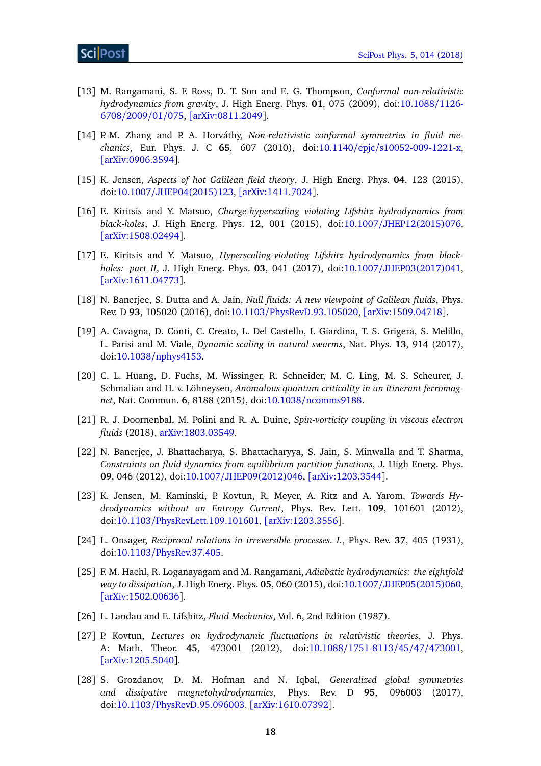[13] M. Rangamani, S. F. Ross, D. T. Son and E. G. Thompson, *Conformal non-relativistic hydrodynamics from gravity*, J. High Energ. Phys. **01**, 075 (2009), doi:10.1088/1126-6708/2009/01/075, [arXiv:0811.2049].

[14] P.-M. Zhang and P. A. Horváthy, *Non-relativistic conformal symmetries in fluid mechanics*, Eur. Phys. J. C **65**, 607 (2010), doi:10.1140/epjc/s10052-009-1221-x, [arXiv:0906.3594].

[15] K. Jensen, *Aspects of hot Galilean field theory*, J. High Energ. Phys. **04**, 123 (2015), doi:10.1007/JHEP04(2015)123, [arXiv:1411.7024].

[16] E. Kiritsis and Y. Matsuo, *Charge-hyperscaling violating Lifshitz hydrodynamics from black-holes*, J. High Energ. Phys. **12**, 001 (2015), doi:10.1007/JHEP12(2015)076, [arXiv:1508.02494].

[17] E. Kiritsis and Y. Matsuo, *Hyperscaling-violating Lifshitz hydrodynamics from black-holes: part II*, J. High Energ. Phys. **03**, 041 (2017), doi:10.1007/JHEP03(2017)041, [arXiv:1611.04773].

[18] N. Banerjee, S. Dutta and A. Jain, *Null fluids: A new viewpoint of Galilean fluids*, Phys. Rev. D **93**, 105020 (2016), doi:10.1103/PhysRevD.93.105020, [arXiv:1509.04718].

[19] A. Cavagna, D. Conti, C. Creato, L. Del Castello, I. Giardina, T. S. Grigera, S. Melillo, L. Parisi and M. Viale, *Dynamic scaling in natural swarms*, Nat. Phys. **13**, 914 (2017), doi:10.1038/nphys4153.

[20] C. L. Huang, D. Fuchs, M. Wissinger, R. Schneider, M. C. Ling, M. S. Scheurer, J. Schmalian and H. v. Löhneysen, *Anomalous quantum criticality in an itinerant ferromagnet*, Nat. Commun. **6**, 8188 (2015), doi:10.1038/ncomms9188.

[21] R. J. Doornenbal, M. Polini and R. A. Duine, *Spin-vorticity coupling in viscous electron fluids* (2018), arXiv:1803.03549.

[22] N. Banerjee, J. Bhattacharya, S. Bhattacharyya, S. Jain, S. Minwalla and T. Sharma, *Constraints on fluid dynamics from equilibrium partition functions*, J. High Energ. Phys. **09**, 046 (2012), doi:10.1007/JHEP09(2012)046, [arXiv:1203.3544].

[23] K. Jensen, M. Kaminski, P. Kovtun, R. Meyer, A. Ritz and A. Yarom, *Towards Hydrodynamics without an Entropy Current*, Phys. Rev. Lett. **109**, 101601 (2012), doi:10.1103/PhysRevLett.109.101601, [arXiv:1203.3556].

[24] L. Onsager, *Reciprocal relations in irreversible processes. I.*, Phys. Rev. **37**, 405 (1931), doi:10.1103/PhysRev.37.405.

[25] F. M. Haehl, R. Loganayagam and M. Rangamani, *Adiabatic hydrodynamics: the eightfold way to dissipation*, J. High Energ. Phys. **05**, 060 (2015), doi:10.1007/JHEP05(2015)060, [arXiv:1502.00636].

[26] L. Landau and E. Lifshitz, *Fluid Mechanics*, Vol. 6, 2nd Edition (1987).

[27] P. Kovtun, *Lectures on hydrodynamic fluctuations in relativistic theories*, J. Phys. A: Math. Theor. **45**, 473001 (2012), doi:10.1088/1751-8113/45/47/473001, [arXiv:1205.5040].

[28] S. Grozdanov, D. M. Hofman and N. Iqbal, *Generalized global symmetries and dissipative magnetohydrodynamics*, Phys. Rev. D **95**, 096003 (2017), doi:10.1103/PhysRevD.95.096003, [arXiv:1610.07392].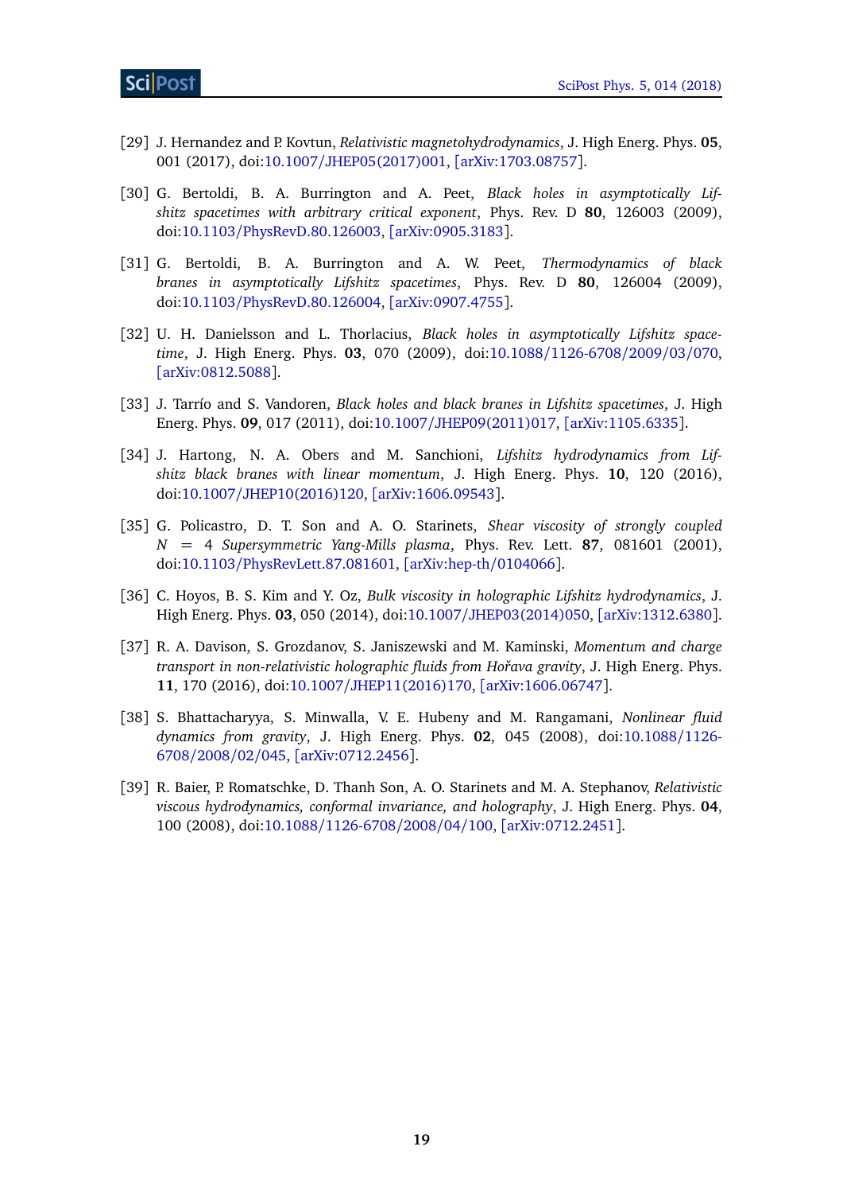[29] J. Hernandez and P. Kovtun, *Relativistic magnetohydrodynamics*, J. High Energ. Phys. **05**, 001 (2017), doi:10.1007/JHEP05(2017)001, [arXiv:1703.08757].

[30] G. Bertoldi, B. A. Burrington and A. Peet, *Black holes in asymptotically Lifshitz spacetimes with arbitrary critical exponent*, Phys. Rev. D **80**, 126003 (2009), doi:10.1103/PhysRevD.80.126003, [arXiv:0905.3183].

[31] G. Bertoldi, B. A. Burrington and A. W. Peet, *Thermodynamics of black branes in asymptotically Lifshitz spacetimes*, Phys. Rev. D **80**, 126004 (2009), doi:10.1103/PhysRevD.80.126004, [arXiv:0907.4755].

[32] U. H. Danielsson and L. Thorlacius, *Black holes in asymptotically Lifshitz spacetime*, J. High Energ. Phys. **03**, 070 (2009), doi:10.1088/1126-6708/2009/03/070, [arXiv:0812.5088].

[33] J. Tarrío and S. Vandoren, *Black holes and black branes in Lifshitz spacetimes*, J. High Energ. Phys. **09**, 017 (2011), doi:10.1007/JHEP09(2011)017, [arXiv:1105.6335].

[34] J. Hartong, N. A. Obers and M. Sanchioni, *Lifshitz hydrodynamics from Lifshitz black branes with linear momentum*, J. High Energ. Phys. **10**, 120 (2016), doi:10.1007/JHEP10(2016)120, [arXiv:1606.09543].

[35] G. Policastro, D. T. Son and A. O. Starinets, *Shear viscosity of strongly coupled $N = 4$ Supersymmetric Yang-Mills plasma*, Phys. Rev. Lett. **87**, 081601 (2001), doi:10.1103/PhysRevLett.87.081601, [arXiv:hep-th/0104066].

[36] C. Hoyos, B. S. Kim and Y. Oz, *Bulk viscosity in holographic Lifshitz hydrodynamics*, J. High Energ. Phys. **03**, 050 (2014), doi:10.1007/JHEP03(2014)050, [arXiv:1312.6380].

[37] R. A. Davison, S. Grozdanov, S. Janiszewski and M. Kaminski, *Momentum and charge transport in non-relativistic holographic fluids from Hořava gravity*, J. High Energ. Phys. **11**, 170 (2016), doi:10.1007/JHEP11(2016)170, [arXiv:1606.06747].

[38] S. Bhattacharyya, S. Minwalla, V. E. Hubeny and M. Rangamani, *Nonlinear fluid dynamics from gravity*, J. High Energ. Phys. **02**, 045 (2008), doi:10.1088/1126-6708/2008/02/045, [arXiv:0712.2456].

[39] R. Baier, P. Romatschke, D. Thanh Son, A. O. Starinets and M. A. Stephanov, *Relativistic viscous hydrodynamics, conformal invariance, and holography*, J. High Energ. Phys. **04**, 100 (2008), doi:10.1088/1126-6708/2008/04/100, [arXiv:0712.2451].